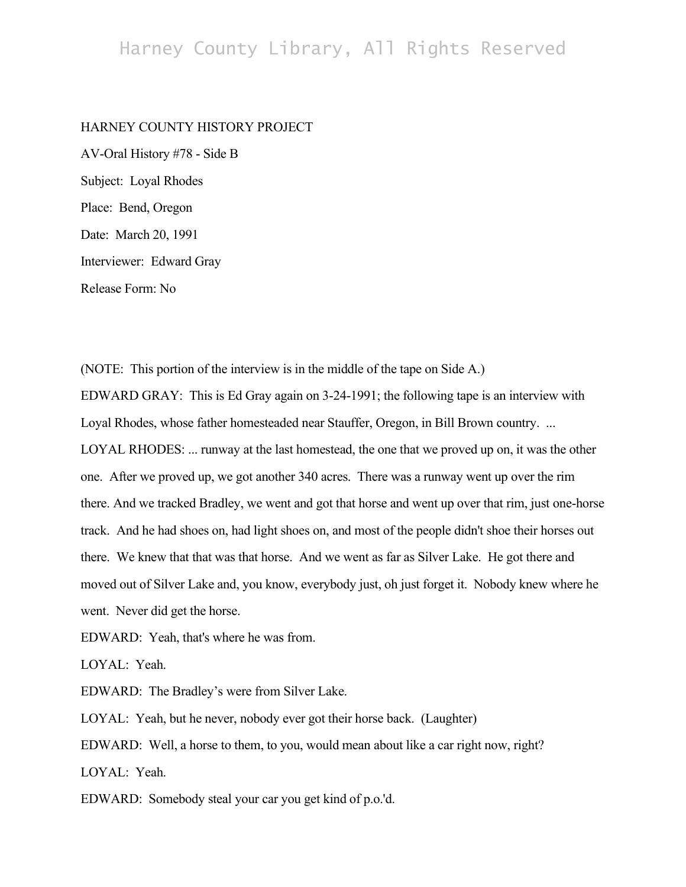HARNEY COUNTY HISTORY PROJECT

AV-Oral History #78 - Side B

Subject: Loyal Rhodes

Place: Bend, Oregon

Date: March 20, 1991

Interviewer: Edward Gray

Release Form: No

(NOTE: This portion of the interview is in the middle of the tape on Side A.)

EDWARD GRAY: This is Ed Gray again on 3-24-1991; the following tape is an interview with Loyal Rhodes, whose father homesteaded near Stauffer, Oregon, in Bill Brown country. ...

LOYAL RHODES: ... runway at the last homestead, the one that we proved up on, it was the other one. After we proved up, we got another 340 acres. There was a runway went up over the rim there. And we tracked Bradley, we went and got that horse and went up over that rim, just one-horse track. And he had shoes on, had light shoes on, and most of the people didn't shoe their horses out there. We knew that that was that horse. And we went as far as Silver Lake. He got there and moved out of Silver Lake and, you know, everybody just, oh just forget it. Nobody knew where he went. Never did get the horse.

EDWARD: Yeah, that's where he was from.

LOYAL: Yeah.

EDWARD: The Bradley's were from Silver Lake.

LOYAL: Yeah, but he never, nobody ever got their horse back. (Laughter)

EDWARD: Well, a horse to them, to you, would mean about like a car right now, right?

LOYAL: Yeah.

EDWARD: Somebody steal your car you get kind of p.o.'d.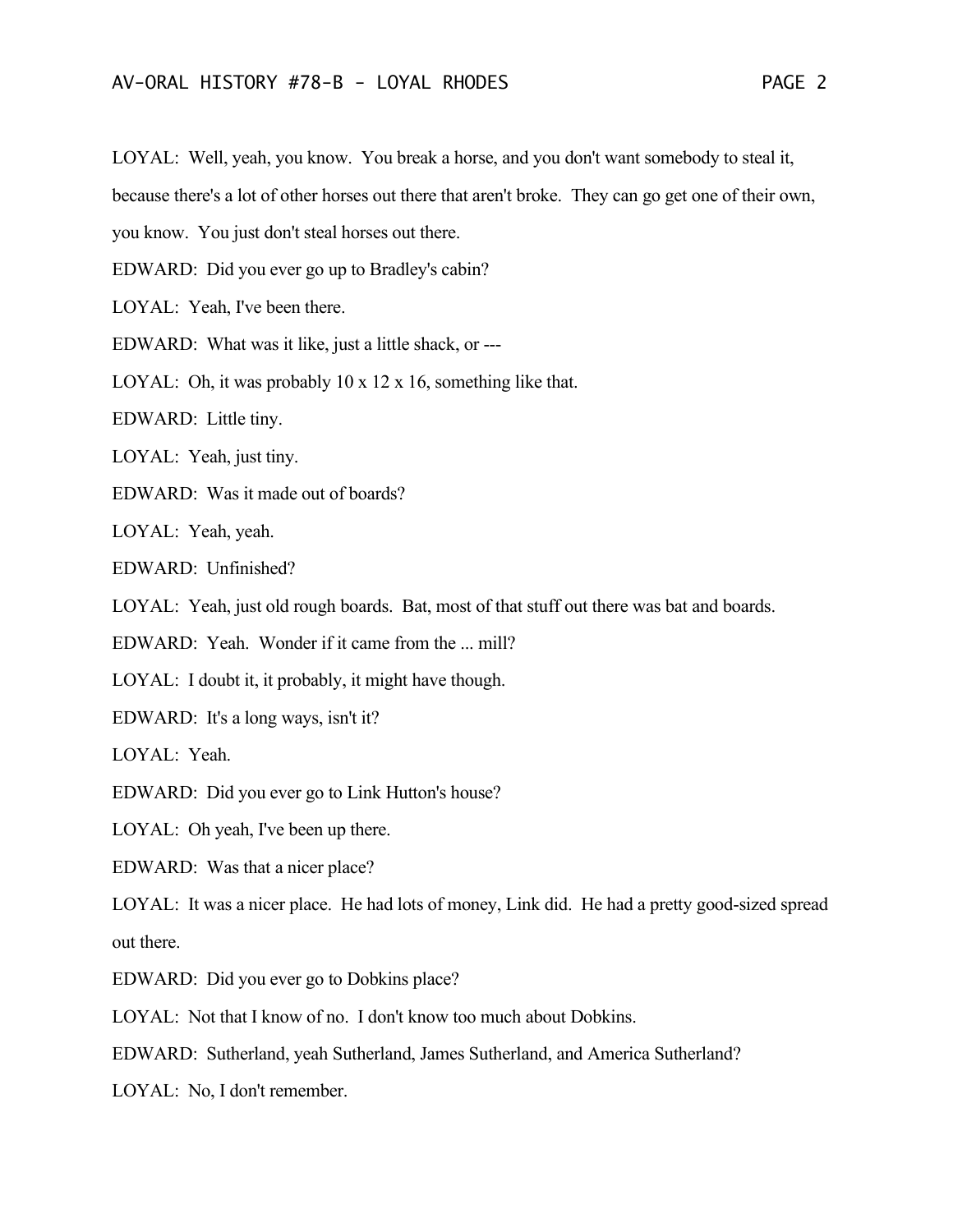LOYAL: Well, yeah, you know. You break a horse, and you don't want somebody to steal it, because there's a lot of other horses out there that aren't broke. They can go get one of their own, you know. You just don't steal horses out there.

EDWARD: Did you ever go up to Bradley's cabin?

LOYAL: Yeah, I've been there.

EDWARD: What was it like, just a little shack, or ---

LOYAL: Oh, it was probably 10 x 12 x 16, something like that.

EDWARD: Little tiny.

LOYAL: Yeah, just tiny.

EDWARD: Was it made out of boards?

LOYAL: Yeah, yeah.

EDWARD: Unfinished?

LOYAL: Yeah, just old rough boards. Bat, most of that stuff out there was bat and boards.

EDWARD: Yeah. Wonder if it came from the ... mill?

LOYAL: I doubt it, it probably, it might have though.

EDWARD: It's a long ways, isn't it?

LOYAL: Yeah.

EDWARD: Did you ever go to Link Hutton's house?

LOYAL: Oh yeah, I've been up there.

EDWARD: Was that a nicer place?

LOYAL: It was a nicer place. He had lots of money, Link did. He had a pretty good-sized spread out there.

EDWARD: Did you ever go to Dobkins place?

LOYAL: Not that I know of no. I don't know too much about Dobkins.

EDWARD: Sutherland, yeah Sutherland, James Sutherland, and America Sutherland?

LOYAL: No, I don't remember.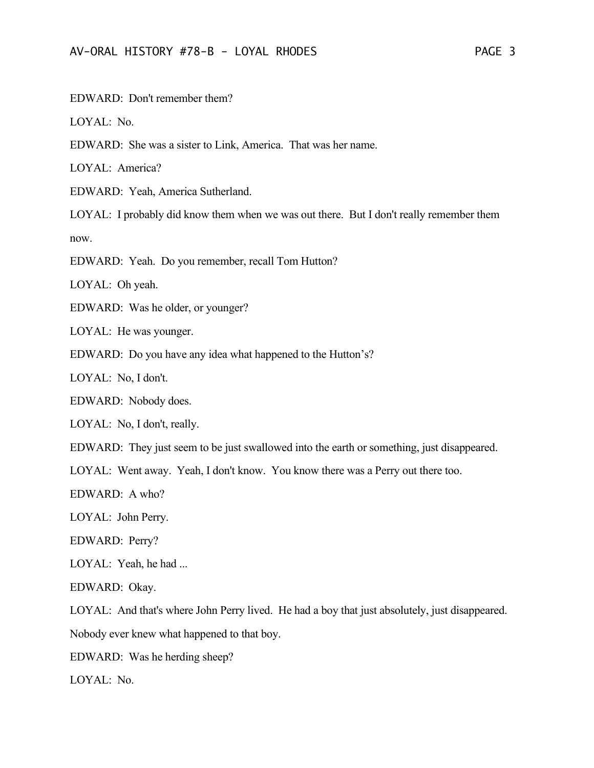EDWARD: Don't remember them?

LOYAL: No.

EDWARD: She was a sister to Link, America. That was her name.

LOYAL: America?

EDWARD: Yeah, America Sutherland.

LOYAL: I probably did know them when we was out there. But I don't really remember them now.

EDWARD: Yeah. Do you remember, recall Tom Hutton?

LOYAL: Oh yeah.

EDWARD: Was he older, or younger?

LOYAL: He was younger.

EDWARD: Do you have any idea what happened to the Hutton's?

LOYAL: No, I don't.

EDWARD: Nobody does.

LOYAL: No, I don't, really.

EDWARD: They just seem to be just swallowed into the earth or something, just disappeared.

LOYAL: Went away. Yeah, I don't know. You know there was a Perry out there too.

EDWARD: A who?

LOYAL: John Perry.

EDWARD: Perry?

LOYAL: Yeah, he had ...

EDWARD: Okay.

LOYAL: And that's where John Perry lived. He had a boy that just absolutely, just disappeared. Nobody ever knew what happened to that boy.

EDWARD: Was he herding sheep?

LOYAL: No.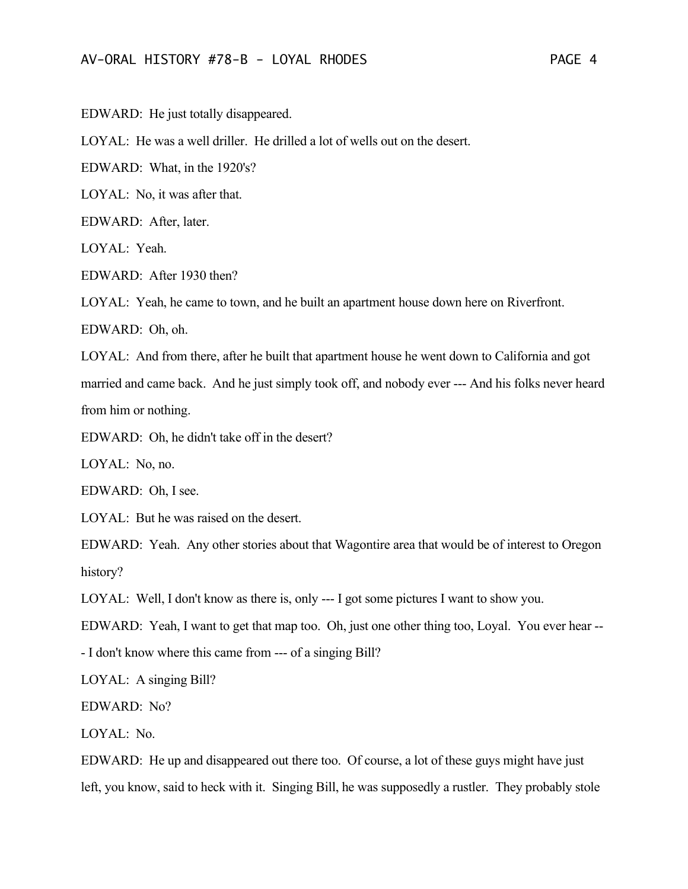EDWARD: He just totally disappeared.

LOYAL: He was a well driller. He drilled a lot of wells out on the desert.

EDWARD: What, in the 1920's?

LOYAL: No, it was after that.

EDWARD: After, later.

LOYAL: Yeah.

EDWARD: After 1930 then?

LOYAL: Yeah, he came to town, and he built an apartment house down here on Riverfront.

EDWARD: Oh, oh.

LOYAL: And from there, after he built that apartment house he went down to California and got married and came back. And he just simply took off, and nobody ever --- And his folks never heard from him or nothing.

EDWARD: Oh, he didn't take off in the desert?

LOYAL: No, no.

EDWARD: Oh, I see.

LOYAL: But he was raised on the desert.

EDWARD: Yeah. Any other stories about that Wagontire area that would be of interest to Oregon history?

LOYAL: Well, I don't know as there is, only --- I got some pictures I want to show you.

EDWARD: Yeah, I want to get that map too. Oh, just one other thing too, Loyal. You ever hear --- I don't know where this came from --- of a singing Bill?

LOYAL: A singing Bill?

EDWARD: No?

LOYAL: No.

EDWARD: He up and disappeared out there too. Of course, a lot of these guys might have just left, you know, said to heck with it. Singing Bill, he was supposedly a rustler. They probably stole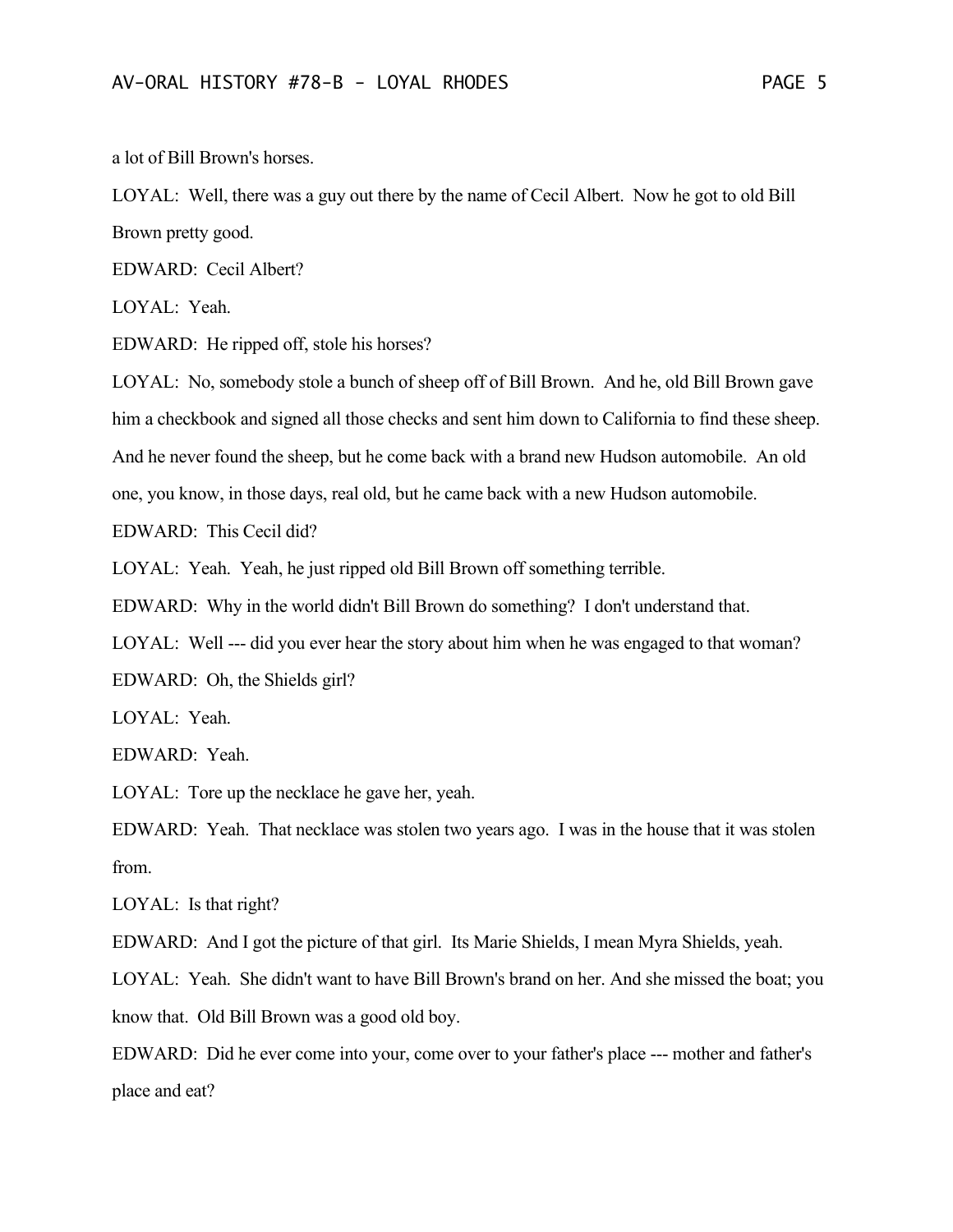a lot of Bill Brown's horses.

LOYAL: Well, there was a guy out there by the name of Cecil Albert. Now he got to old Bill Brown pretty good.

EDWARD: Cecil Albert?

LOYAL: Yeah.

EDWARD: He ripped off, stole his horses?

LOYAL: No, somebody stole a bunch of sheep off of Bill Brown. And he, old Bill Brown gave him a checkbook and signed all those checks and sent him down to California to find these sheep. And he never found the sheep, but he come back with a brand new Hudson automobile. An old one, you know, in those days, real old, but he came back with a new Hudson automobile.

EDWARD: This Cecil did?

LOYAL: Yeah. Yeah, he just ripped old Bill Brown off something terrible.

EDWARD: Why in the world didn't Bill Brown do something? I don't understand that.

LOYAL: Well --- did you ever hear the story about him when he was engaged to that woman?

EDWARD: Oh, the Shields girl?

LOYAL: Yeah.

EDWARD: Yeah.

LOYAL: Tore up the necklace he gave her, yeah.

EDWARD: Yeah. That necklace was stolen two years ago. I was in the house that it was stolen from.

LOYAL: Is that right?

EDWARD: And I got the picture of that girl. Its Marie Shields, I mean Myra Shields, yeah.

LOYAL: Yeah. She didn't want to have Bill Brown's brand on her. And she missed the boat; you know that. Old Bill Brown was a good old boy.

EDWARD: Did he ever come into your, come over to your father's place --- mother and father's place and eat?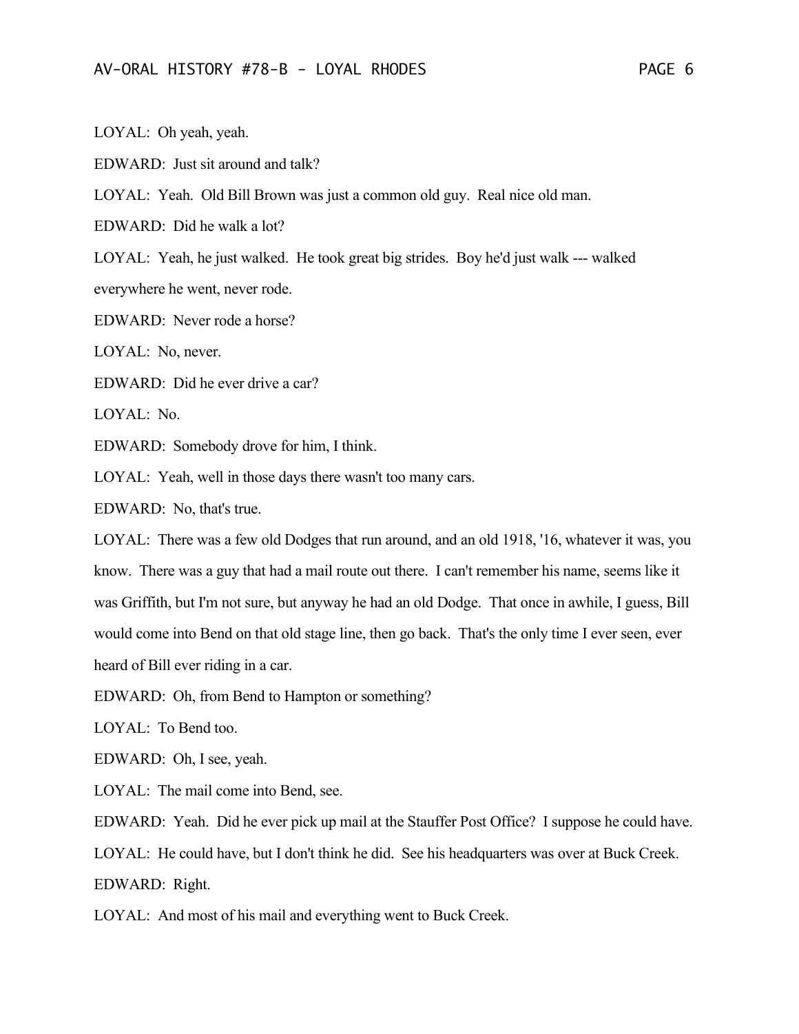LOYAL: Oh yeah, yeah.

EDWARD: Just sit around and talk?

LOYAL: Yeah. Old Bill Brown was just a common old guy. Real nice old man.

EDWARD: Did he walk a lot?

LOYAL: Yeah, he just walked. He took great big strides. Boy he'd just walk --- walked everywhere he went, never rode.

EDWARD: Never rode a horse?

LOYAL: No, never.

EDWARD: Did he ever drive a car?

LOYAL: No.

EDWARD: Somebody drove for him, I think.

LOYAL: Yeah, well in those days there wasn't too many cars.

EDWARD: No, that's true.

LOYAL: There was a few old Dodges that run around, and an old 1918, '16, whatever it was, you know. There was a guy that had a mail route out there. I can't remember his name, seems like it was Griffith, but I'm not sure, but anyway he had an old Dodge. That once in awhile, I guess, Bill would come into Bend on that old stage line, then go back. That's the only time I ever seen, ever heard of Bill ever riding in a car.

EDWARD: Oh, from Bend to Hampton or something?

LOYAL: To Bend too.

EDWARD: Oh, I see, yeah.

LOYAL: The mail come into Bend, see.

EDWARD: Yeah. Did he ever pick up mail at the Stauffer Post Office? I suppose he could have.

LOYAL: He could have, but I don't think he did. See his headquarters was over at Buck Creek.

EDWARD: Right.

LOYAL: And most of his mail and everything went to Buck Creek.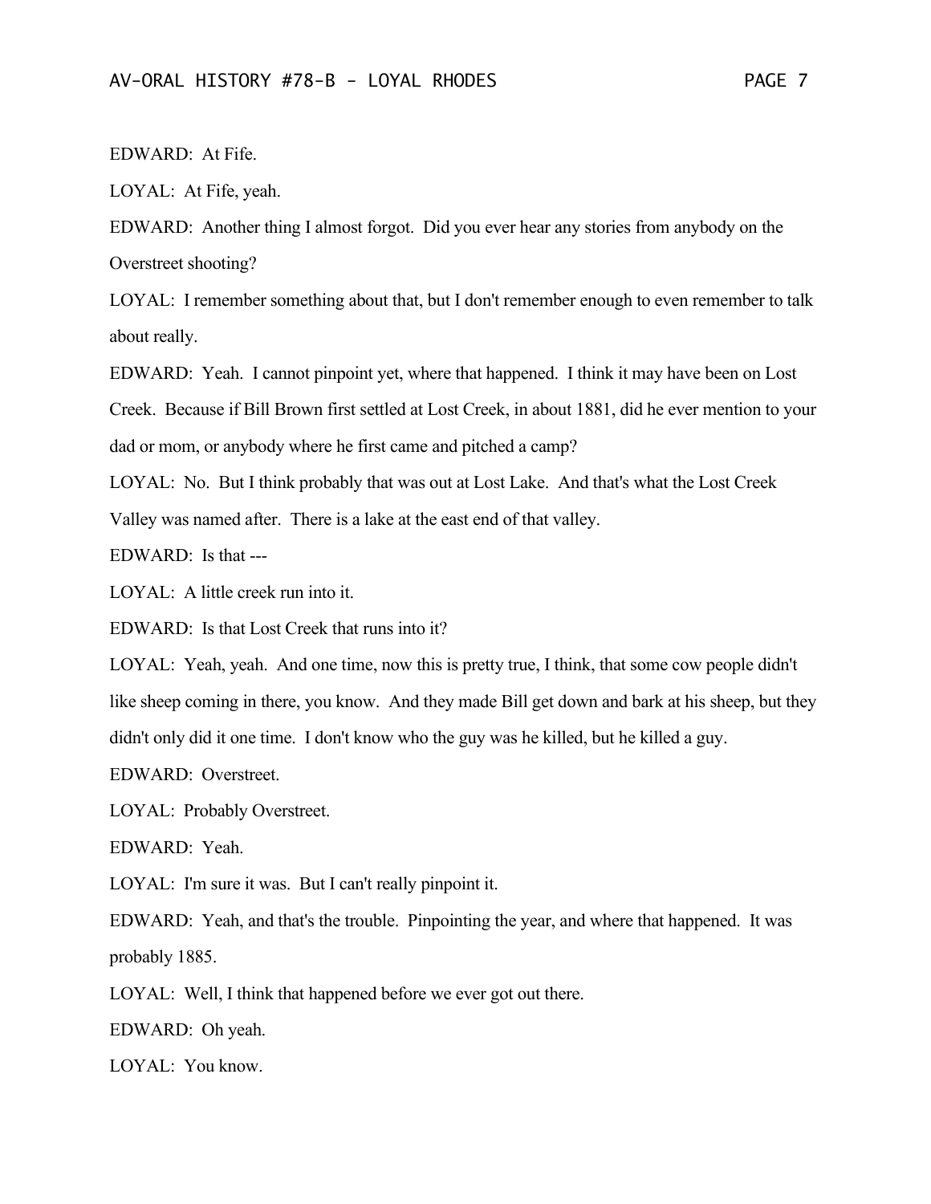EDWARD: At Fife.

LOYAL: At Fife, yeah.

EDWARD: Another thing I almost forgot. Did you ever hear any stories from anybody on the Overstreet shooting?

LOYAL: I remember something about that, but I don't remember enough to even remember to talk about really.

EDWARD: Yeah. I cannot pinpoint yet, where that happened. I think it may have been on Lost Creek. Because if Bill Brown first settled at Lost Creek, in about 1881, did he ever mention to your dad or mom, or anybody where he first came and pitched a camp?

LOYAL: No. But I think probably that was out at Lost Lake. And that's what the Lost Creek Valley was named after. There is a lake at the east end of that valley.

EDWARD: Is that ---

LOYAL: A little creek run into it.

EDWARD: Is that Lost Creek that runs into it?

LOYAL: Yeah, yeah. And one time, now this is pretty true, I think, that some cow people didn't like sheep coming in there, you know. And they made Bill get down and bark at his sheep, but they didn't only did it one time. I don't know who the guy was he killed, but he killed a guy.

EDWARD: Overstreet.

LOYAL: Probably Overstreet.

EDWARD: Yeah.

LOYAL: I'm sure it was. But I can't really pinpoint it.

EDWARD: Yeah, and that's the trouble. Pinpointing the year, and where that happened. It was probably 1885.

LOYAL: Well, I think that happened before we ever got out there.

EDWARD: Oh yeah.

LOYAL: You know.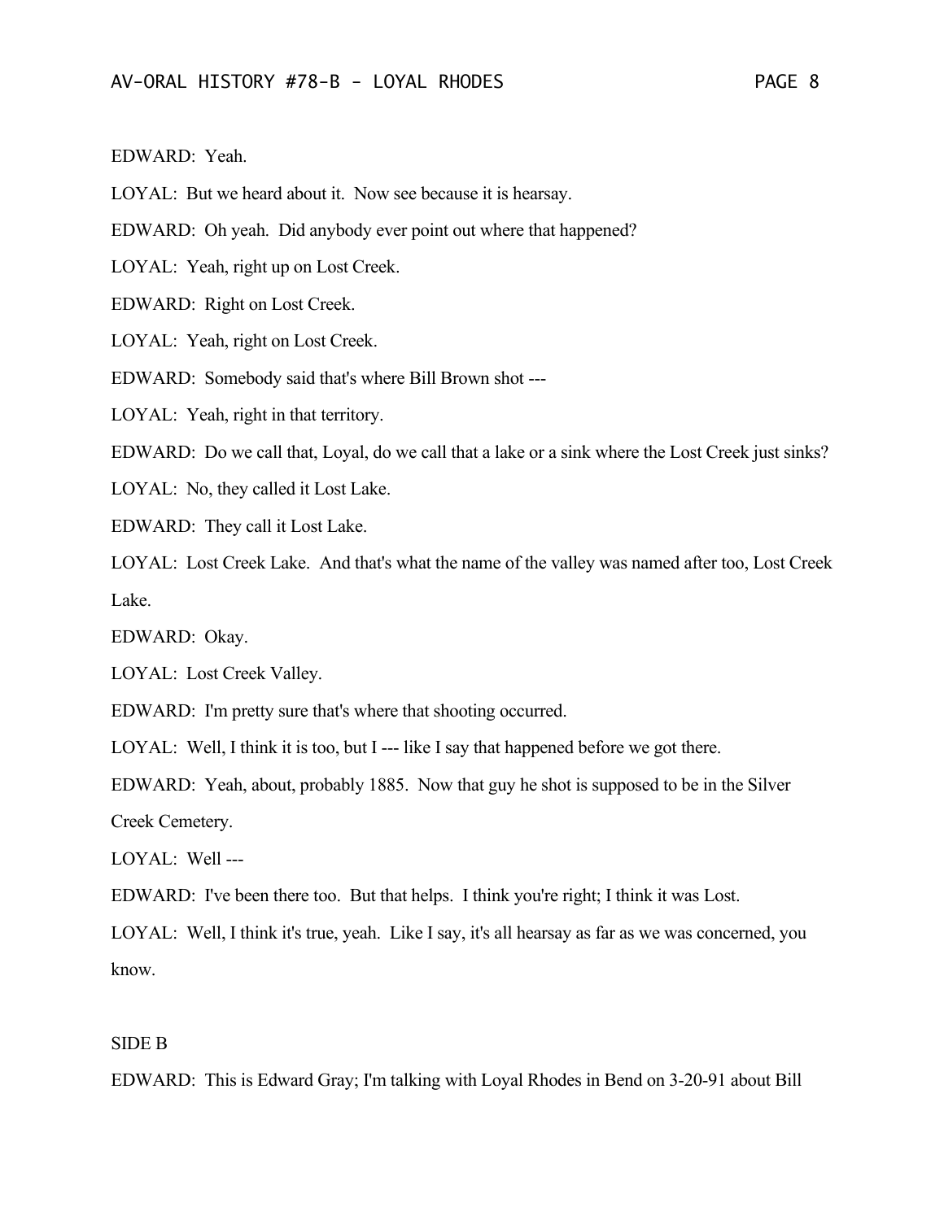EDWARD: Yeah.

LOYAL: But we heard about it. Now see because it is hearsay.

EDWARD: Oh yeah. Did anybody ever point out where that happened?

LOYAL: Yeah, right up on Lost Creek.

EDWARD: Right on Lost Creek.

LOYAL: Yeah, right on Lost Creek.

EDWARD: Somebody said that's where Bill Brown shot ---

LOYAL: Yeah, right in that territory.

EDWARD: Do we call that, Loyal, do we call that a lake or a sink where the Lost Creek just sinks?

LOYAL: No, they called it Lost Lake.

EDWARD: They call it Lost Lake.

LOYAL: Lost Creek Lake. And that's what the name of the valley was named after too, Lost Creek Lake.

EDWARD: Okay.

LOYAL: Lost Creek Valley.

EDWARD: I'm pretty sure that's where that shooting occurred.

LOYAL: Well, I think it is too, but I --- like I say that happened before we got there.

EDWARD: Yeah, about, probably 1885. Now that guy he shot is supposed to be in the Silver Creek Cemetery.

LOYAL: Well ---

EDWARD: I've been there too. But that helps. I think you're right; I think it was Lost.

LOYAL: Well, I think it's true, yeah. Like I say, it's all hearsay as far as we was concerned, you know.

SIDE B

EDWARD: This is Edward Gray; I'm talking with Loyal Rhodes in Bend on 3-20-91 about Bill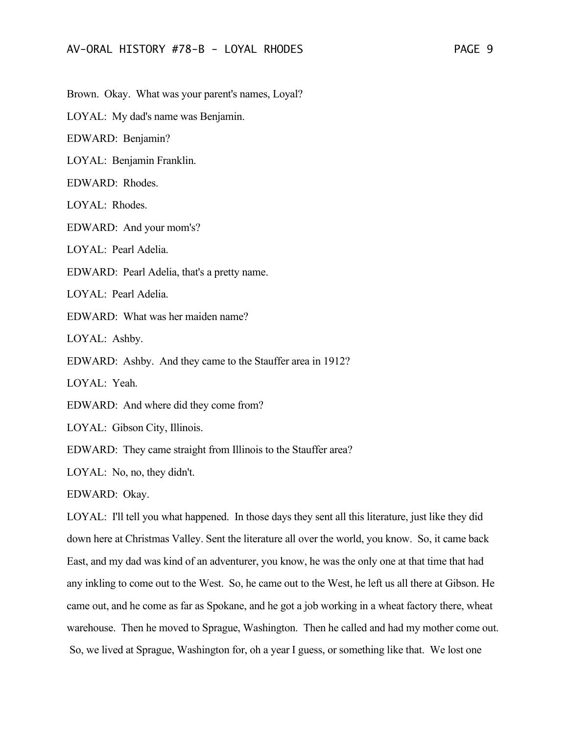Brown. Okay. What was your parent's names, Loyal?

LOYAL: My dad's name was Benjamin.

EDWARD: Benjamin?

LOYAL: Benjamin Franklin.

EDWARD: Rhodes.

LOYAL: Rhodes.

EDWARD: And your mom's?

LOYAL: Pearl Adelia.

EDWARD: Pearl Adelia, that's a pretty name.

LOYAL: Pearl Adelia.

EDWARD: What was her maiden name?

LOYAL: Ashby.

EDWARD: Ashby. And they came to the Stauffer area in 1912?

LOYAL: Yeah.

EDWARD: And where did they come from?

LOYAL: Gibson City, Illinois.

EDWARD: They came straight from Illinois to the Stauffer area?

LOYAL: No, no, they didn't.

EDWARD: Okay.

LOYAL: I'll tell you what happened. In those days they sent all this literature, just like they did down here at Christmas Valley. Sent the literature all over the world, you know. So, it came back East, and my dad was kind of an adventurer, you know, he was the only one at that time that had any inkling to come out to the West. So, he came out to the West, he left us all there at Gibson. He came out, and he come as far as Spokane, and he got a job working in a wheat factory there, wheat warehouse. Then he moved to Sprague, Washington. Then he called and had my mother come out. So, we lived at Sprague, Washington for, oh a year I guess, or something like that. We lost one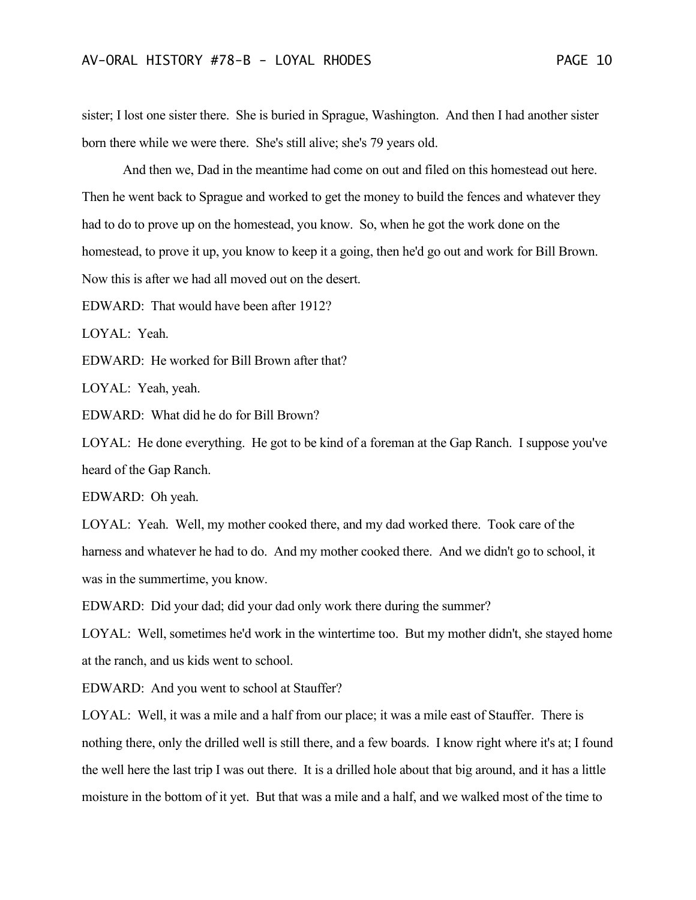sister; I lost one sister there. She is buried in Sprague, Washington. And then I had another sister born there while we were there. She's still alive; she's 79 years old.

And then we, Dad in the meantime had come on out and filed on this homestead out here. Then he went back to Sprague and worked to get the money to build the fences and whatever they had to do to prove up on the homestead, you know. So, when he got the work done on the homestead, to prove it up, you know to keep it a going, then he'd go out and work for Bill Brown. Now this is after we had all moved out on the desert.

EDWARD: That would have been after 1912?

LOYAL: Yeah.

EDWARD: He worked for Bill Brown after that?

LOYAL: Yeah, yeah.

EDWARD: What did he do for Bill Brown?

LOYAL: He done everything. He got to be kind of a foreman at the Gap Ranch. I suppose you've heard of the Gap Ranch.

EDWARD: Oh yeah.

LOYAL: Yeah. Well, my mother cooked there, and my dad worked there. Took care of the harness and whatever he had to do. And my mother cooked there. And we didn't go to school, it was in the summertime, you know.

EDWARD: Did your dad; did your dad only work there during the summer?

LOYAL: Well, sometimes he'd work in the wintertime too. But my mother didn't, she stayed home at the ranch, and us kids went to school.

EDWARD: And you went to school at Stauffer?

LOYAL: Well, it was a mile and a half from our place; it was a mile east of Stauffer. There is nothing there, only the drilled well is still there, and a few boards. I know right where it's at; I found the well here the last trip I was out there. It is a drilled hole about that big around, and it has a little moisture in the bottom of it yet. But that was a mile and a half, and we walked most of the time to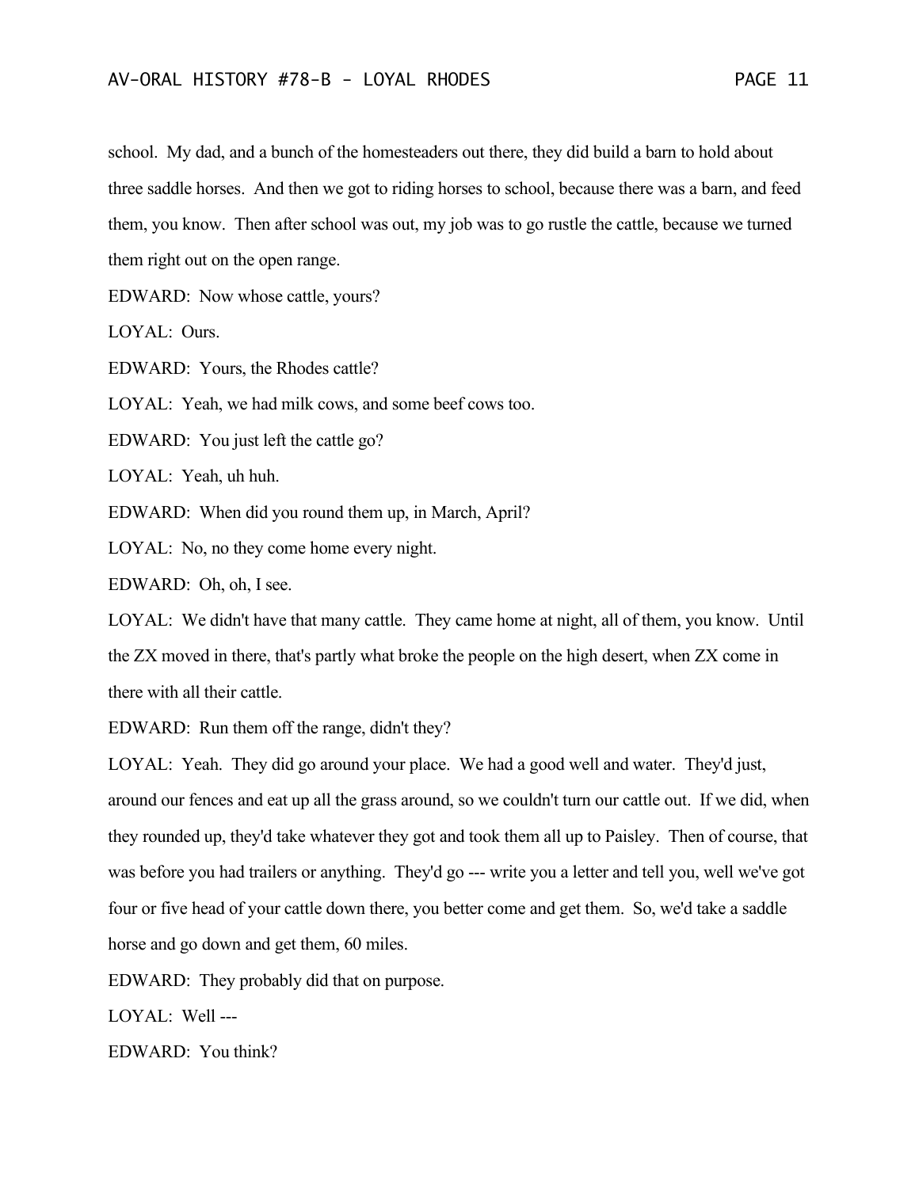school. My dad, and a bunch of the homesteaders out there, they did build a barn to hold about three saddle horses. And then we got to riding horses to school, because there was a barn, and feed them, you know. Then after school was out, my job was to go rustle the cattle, because we turned them right out on the open range.

EDWARD: Now whose cattle, yours?

LOYAL: Ours.

EDWARD: Yours, the Rhodes cattle?

LOYAL: Yeah, we had milk cows, and some beef cows too.

EDWARD: You just left the cattle go?

LOYAL: Yeah, uh huh.

EDWARD: When did you round them up, in March, April?

LOYAL: No, no they come home every night.

EDWARD: Oh, oh, I see.

LOYAL: We didn't have that many cattle. They came home at night, all of them, you know. Until the ZX moved in there, that's partly what broke the people on the high desert, when ZX come in there with all their cattle.

EDWARD: Run them off the range, didn't they?

LOYAL: Yeah. They did go around your place. We had a good well and water. They'd just, around our fences and eat up all the grass around, so we couldn't turn our cattle out. If we did, when they rounded up, they'd take whatever they got and took them all up to Paisley. Then of course, that was before you had trailers or anything. They'd go --- write you a letter and tell you, well we've got four or five head of your cattle down there, you better come and get them. So, we'd take a saddle horse and go down and get them, 60 miles.

EDWARD: They probably did that on purpose.

LOYAL: Well ---

EDWARD: You think?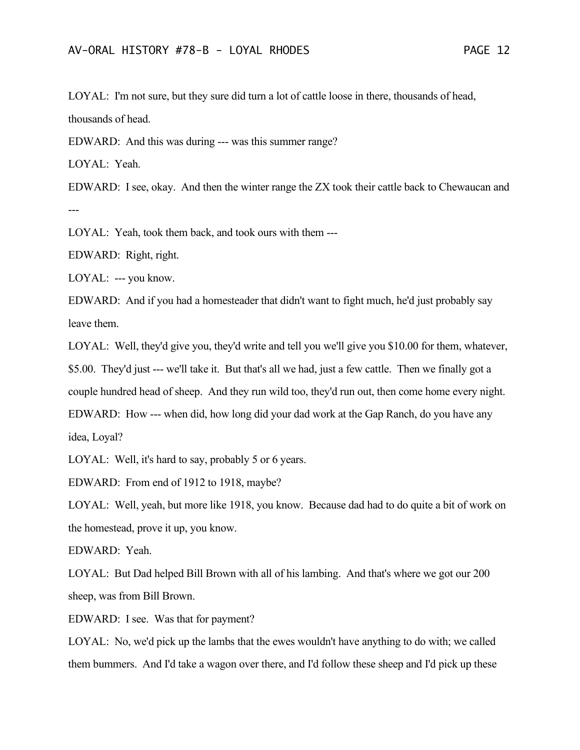LOYAL: I'm not sure, but they sure did turn a lot of cattle loose in there, thousands of head, thousands of head.

EDWARD: And this was during --- was this summer range?

LOYAL: Yeah.

EDWARD: I see, okay. And then the winter range the ZX took their cattle back to Chewaucan and ---

LOYAL: Yeah, took them back, and took ours with them ---

EDWARD: Right, right.

LOYAL: --- you know.

EDWARD: And if you had a homesteader that didn't want to fight much, he'd just probably say leave them.

LOYAL: Well, they'd give you, they'd write and tell you we'll give you $10.00 for them, whatever, $5.00. They'd just --- we'll take it. But that's all we had, just a few cattle. Then we finally got a couple hundred head of sheep. And they run wild too, they'd run out, then come home every night.

EDWARD: How --- when did, how long did your dad work at the Gap Ranch, do you have any idea, Loyal?

LOYAL: Well, it's hard to say, probably 5 or 6 years.

EDWARD: From end of 1912 to 1918, maybe?

LOYAL: Well, yeah, but more like 1918, you know. Because dad had to do quite a bit of work on the homestead, prove it up, you know.

EDWARD: Yeah.

LOYAL: But Dad helped Bill Brown with all of his lambing. And that's where we got our 200 sheep, was from Bill Brown.

EDWARD: I see. Was that for payment?

LOYAL: No, we'd pick up the lambs that the ewes wouldn't have anything to do with; we called them bummers. And I'd take a wagon over there, and I'd follow these sheep and I'd pick up these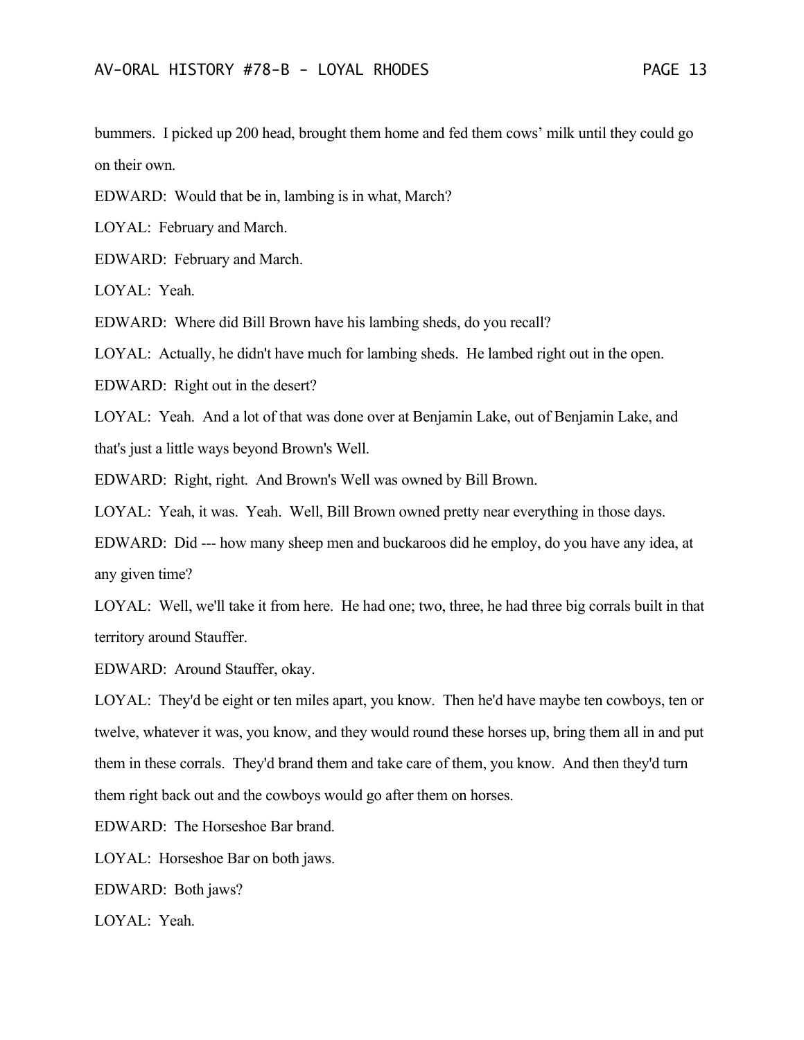bummers. I picked up 200 head, brought them home and fed them cows' milk until they could go on their own.

EDWARD: Would that be in, lambing is in what, March?

LOYAL: February and March.

EDWARD: February and March.

LOYAL: Yeah.

EDWARD: Where did Bill Brown have his lambing sheds, do you recall?

LOYAL: Actually, he didn't have much for lambing sheds. He lambed right out in the open.

EDWARD: Right out in the desert?

LOYAL: Yeah. And a lot of that was done over at Benjamin Lake, out of Benjamin Lake, and that's just a little ways beyond Brown's Well.

EDWARD: Right, right. And Brown's Well was owned by Bill Brown.

LOYAL: Yeah, it was. Yeah. Well, Bill Brown owned pretty near everything in those days.

EDWARD: Did --- how many sheep men and buckaroos did he employ, do you have any idea, at any given time?

LOYAL: Well, we'll take it from here. He had one; two, three, he had three big corrals built in that territory around Stauffer.

EDWARD: Around Stauffer, okay.

LOYAL: They'd be eight or ten miles apart, you know. Then he'd have maybe ten cowboys, ten or twelve, whatever it was, you know, and they would round these horses up, bring them all in and put them in these corrals. They'd brand them and take care of them, you know. And then they'd turn them right back out and the cowboys would go after them on horses.

EDWARD: The Horseshoe Bar brand.

LOYAL: Horseshoe Bar on both jaws.

EDWARD: Both jaws?

LOYAL: Yeah.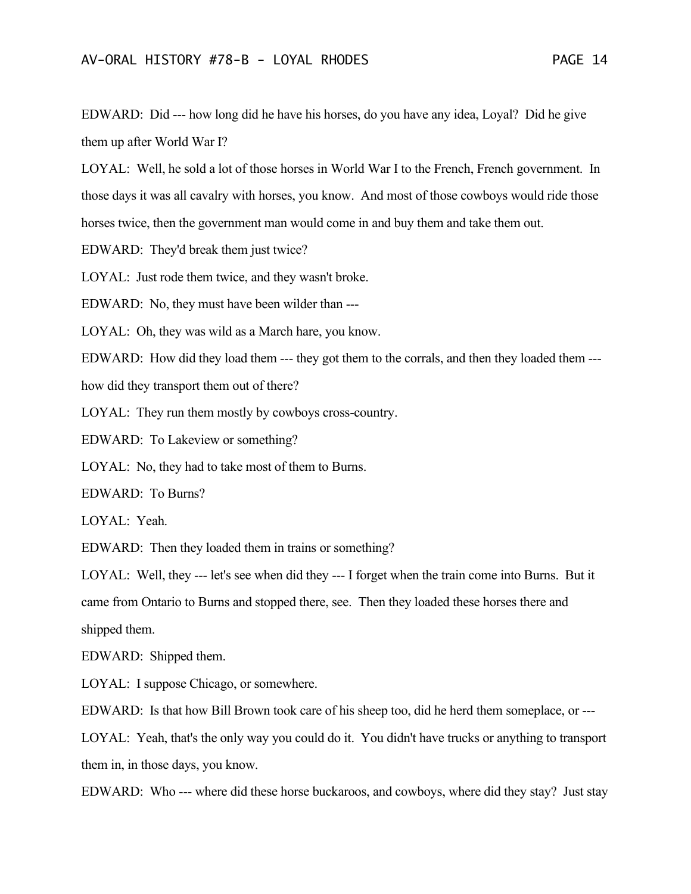EDWARD: Did --- how long did he have his horses, do you have any idea, Loyal? Did he give them up after World War I?

LOYAL: Well, he sold a lot of those horses in World War I to the French, French government. In those days it was all cavalry with horses, you know. And most of those cowboys would ride those horses twice, then the government man would come in and buy them and take them out.

EDWARD: They'd break them just twice?

LOYAL: Just rode them twice, and they wasn't broke.

EDWARD: No, they must have been wilder than ---

LOYAL: Oh, they was wild as a March hare, you know.

EDWARD: How did they load them --- they got them to the corrals, and then they loaded them --- how did they transport them out of there?

LOYAL: They run them mostly by cowboys cross-country.

EDWARD: To Lakeview or something?

LOYAL: No, they had to take most of them to Burns.

EDWARD: To Burns?

LOYAL: Yeah.

EDWARD: Then they loaded them in trains or something?

LOYAL: Well, they --- let's see when did they --- I forget when the train come into Burns. But it came from Ontario to Burns and stopped there, see. Then they loaded these horses there and shipped them.

EDWARD: Shipped them.

LOYAL: I suppose Chicago, or somewhere.

EDWARD: Is that how Bill Brown took care of his sheep too, did he herd them someplace, or ---

LOYAL: Yeah, that's the only way you could do it. You didn't have trucks or anything to transport them in, in those days, you know.

EDWARD: Who --- where did these horse buckaroos, and cowboys, where did they stay? Just stay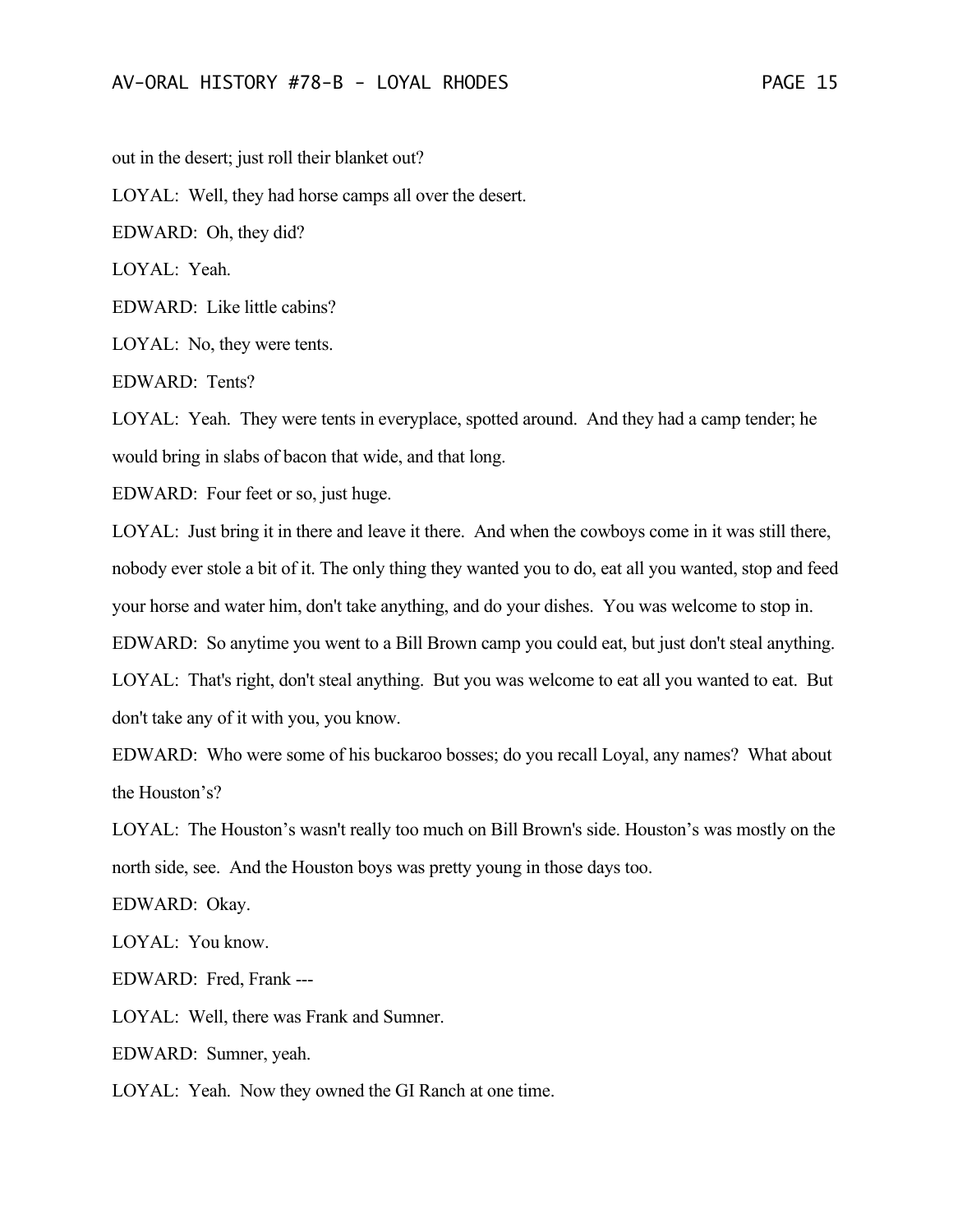out in the desert; just roll their blanket out?

LOYAL: Well, they had horse camps all over the desert.

EDWARD: Oh, they did?

LOYAL: Yeah.

EDWARD: Like little cabins?

LOYAL: No, they were tents.

EDWARD: Tents?

LOYAL: Yeah. They were tents in everyplace, spotted around. And they had a camp tender; he would bring in slabs of bacon that wide, and that long.

EDWARD: Four feet or so, just huge.

LOYAL: Just bring it in there and leave it there. And when the cowboys come in it was still there, nobody ever stole a bit of it. The only thing they wanted you to do, eat all you wanted, stop and feed your horse and water him, don't take anything, and do your dishes. You was welcome to stop in.

EDWARD: So anytime you went to a Bill Brown camp you could eat, but just don't steal anything.

LOYAL: That's right, don't steal anything. But you was welcome to eat all you wanted to eat. But don't take any of it with you, you know.

EDWARD: Who were some of his buckaroo bosses; do you recall Loyal, any names? What about the Houston's?

LOYAL: The Houston's wasn't really too much on Bill Brown's side. Houston's was mostly on the north side, see. And the Houston boys was pretty young in those days too.

EDWARD: Okay.

LOYAL: You know.

EDWARD: Fred, Frank ---

LOYAL: Well, there was Frank and Sumner.

EDWARD: Sumner, yeah.

LOYAL: Yeah. Now they owned the GI Ranch at one time.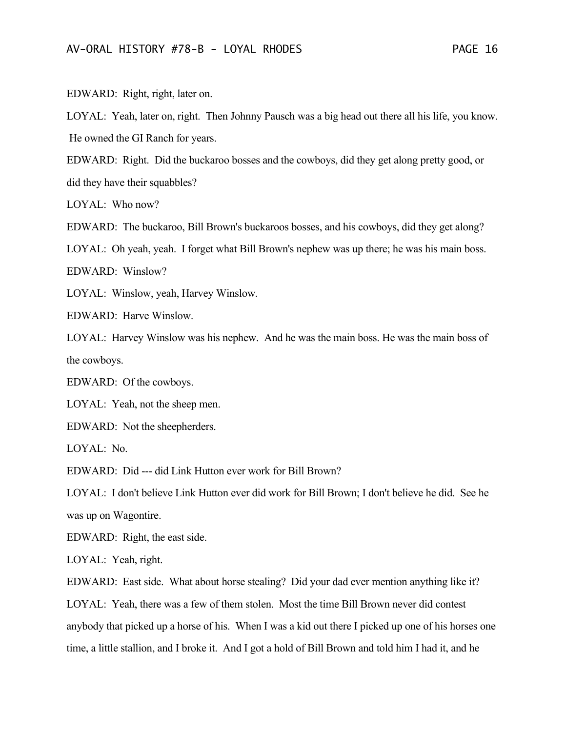EDWARD: Right, right, later on.

LOYAL: Yeah, later on, right. Then Johnny Pausch was a big head out there all his life, you know. He owned the GI Ranch for years.

EDWARD: Right. Did the buckaroo bosses and the cowboys, did they get along pretty good, or did they have their squabbles?

LOYAL: Who now?

EDWARD: The buckaroo, Bill Brown's buckaroos bosses, and his cowboys, did they get along?

LOYAL: Oh yeah, yeah. I forget what Bill Brown's nephew was up there; he was his main boss.

EDWARD: Winslow?

LOYAL: Winslow, yeah, Harvey Winslow.

EDWARD: Harve Winslow.

LOYAL: Harvey Winslow was his nephew. And he was the main boss. He was the main boss of the cowboys.

EDWARD: Of the cowboys.

LOYAL: Yeah, not the sheep men.

EDWARD: Not the sheepherders.

LOYAL: No.

EDWARD: Did --- did Link Hutton ever work for Bill Brown?

LOYAL: I don't believe Link Hutton ever did work for Bill Brown; I don't believe he did. See he was up on Wagontire.

EDWARD: Right, the east side.

LOYAL: Yeah, right.

EDWARD: East side. What about horse stealing? Did your dad ever mention anything like it?

LOYAL: Yeah, there was a few of them stolen. Most the time Bill Brown never did contest anybody that picked up a horse of his. When I was a kid out there I picked up one of his horses one time, a little stallion, and I broke it. And I got a hold of Bill Brown and told him I had it, and he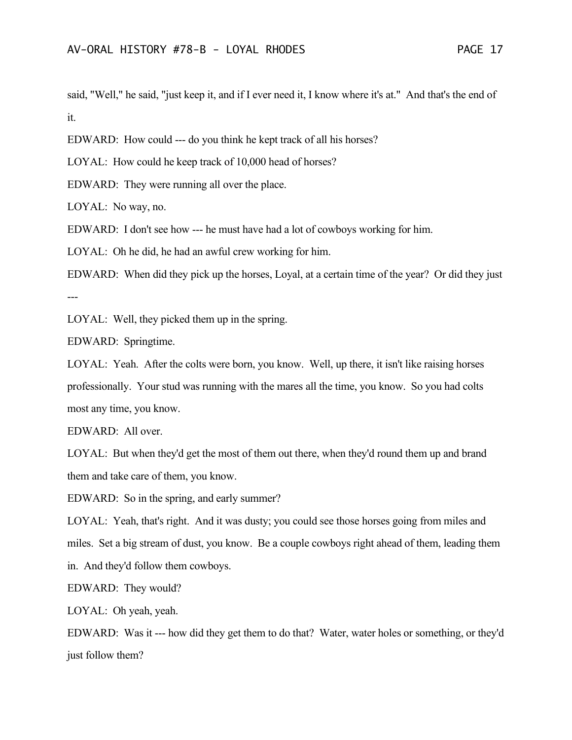said, "Well," he said, "just keep it, and if I ever need it, I know where it's at." And that's the end of it.

EDWARD: How could --- do you think he kept track of all his horses?

LOYAL: How could he keep track of 10,000 head of horses?

EDWARD: They were running all over the place.

LOYAL: No way, no.

EDWARD: I don't see how --- he must have had a lot of cowboys working for him.

LOYAL: Oh he did, he had an awful crew working for him.

EDWARD: When did they pick up the horses, Loyal, at a certain time of the year? Or did they just ---

LOYAL: Well, they picked them up in the spring.

EDWARD: Springtime.

LOYAL: Yeah. After the colts were born, you know. Well, up there, it isn't like raising horses professionally. Your stud was running with the mares all the time, you know. So you had colts most any time, you know.

EDWARD: All over.

LOYAL: But when they'd get the most of them out there, when they'd round them up and brand them and take care of them, you know.

EDWARD: So in the spring, and early summer?

LOYAL: Yeah, that's right. And it was dusty; you could see those horses going from miles and miles. Set a big stream of dust, you know. Be a couple cowboys right ahead of them, leading them in. And they'd follow them cowboys.

EDWARD: They would?

LOYAL: Oh yeah, yeah.

EDWARD: Was it --- how did they get them to do that? Water, water holes or something, or they'd just follow them?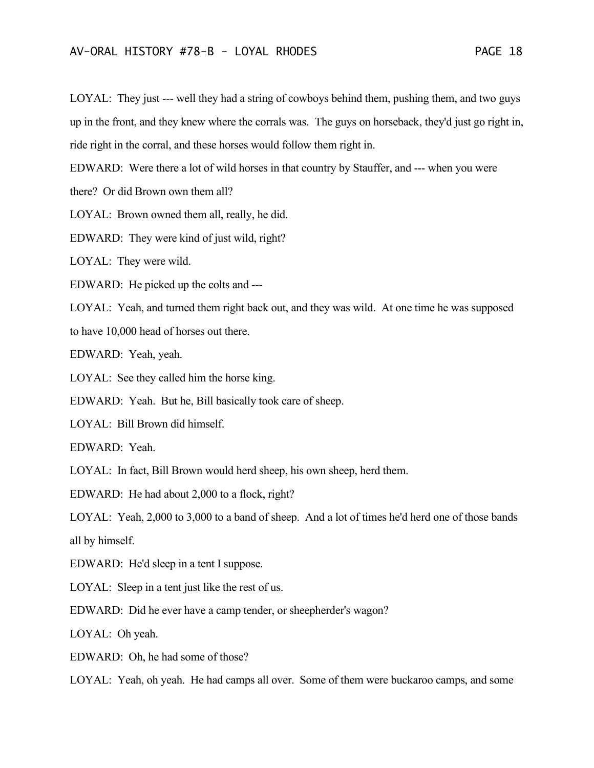LOYAL: They just --- well they had a string of cowboys behind them, pushing them, and two guys up in the front, and they knew where the corrals was. The guys on horseback, they'd just go right in, ride right in the corral, and these horses would follow them right in.

EDWARD: Were there a lot of wild horses in that country by Stauffer, and --- when you were there? Or did Brown own them all?

LOYAL: Brown owned them all, really, he did.

EDWARD: They were kind of just wild, right?

LOYAL: They were wild.

EDWARD: He picked up the colts and ---

LOYAL: Yeah, and turned them right back out, and they was wild. At one time he was supposed to have 10,000 head of horses out there.

EDWARD: Yeah, yeah.

LOYAL: See they called him the horse king.

EDWARD: Yeah. But he, Bill basically took care of sheep.

LOYAL: Bill Brown did himself.

EDWARD: Yeah.

LOYAL: In fact, Bill Brown would herd sheep, his own sheep, herd them.

EDWARD: He had about 2,000 to a flock, right?

LOYAL: Yeah, 2,000 to 3,000 to a band of sheep. And a lot of times he'd herd one of those bands all by himself.

EDWARD: He'd sleep in a tent I suppose.

LOYAL: Sleep in a tent just like the rest of us.

EDWARD: Did he ever have a camp tender, or sheepherder's wagon?

LOYAL: Oh yeah.

EDWARD: Oh, he had some of those?

LOYAL: Yeah, oh yeah. He had camps all over. Some of them were buckaroo camps, and some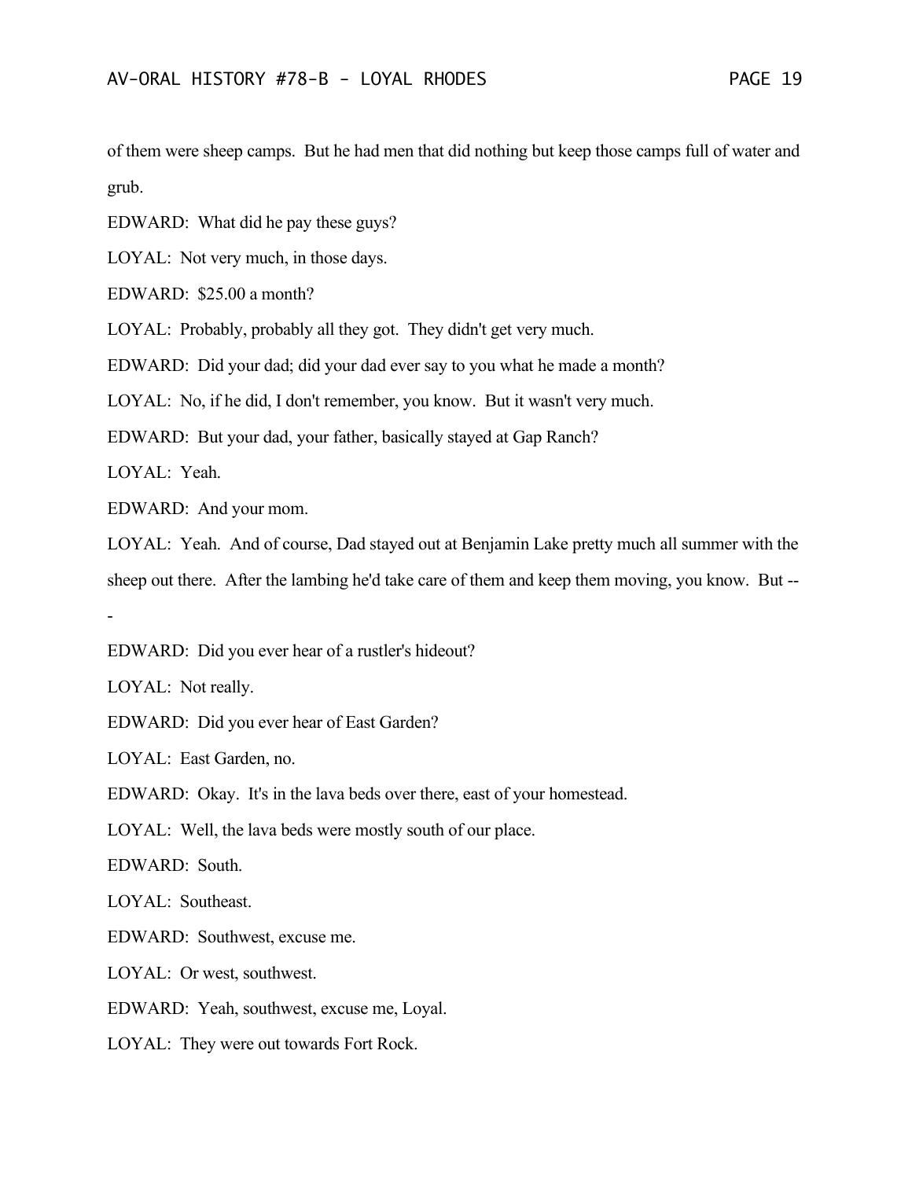of them were sheep camps. But he had men that did nothing but keep those camps full of water and grub.

EDWARD: What did he pay these guys?

LOYAL: Not very much, in those days.

EDWARD: $25.00 a month?

LOYAL: Probably, probably all they got. They didn't get very much.

EDWARD: Did your dad; did your dad ever say to you what he made a month?

LOYAL: No, if he did, I don't remember, you know. But it wasn't very much.

EDWARD: But your dad, your father, basically stayed at Gap Ranch?

LOYAL: Yeah.

EDWARD: And your mom.

LOYAL: Yeah. And of course, Dad stayed out at Benjamin Lake pretty much all summer with the sheep out there. After the lambing he'd take care of them and keep them moving, you know. But ---

EDWARD: Did you ever hear of a rustler's hideout?

LOYAL: Not really.

EDWARD: Did you ever hear of East Garden?

LOYAL: East Garden, no.

EDWARD: Okay. It's in the lava beds over there, east of your homestead.

LOYAL: Well, the lava beds were mostly south of our place.

EDWARD: South.

LOYAL: Southeast.

EDWARD: Southwest, excuse me.

LOYAL: Or west, southwest.

EDWARD: Yeah, southwest, excuse me, Loyal.

LOYAL: They were out towards Fort Rock.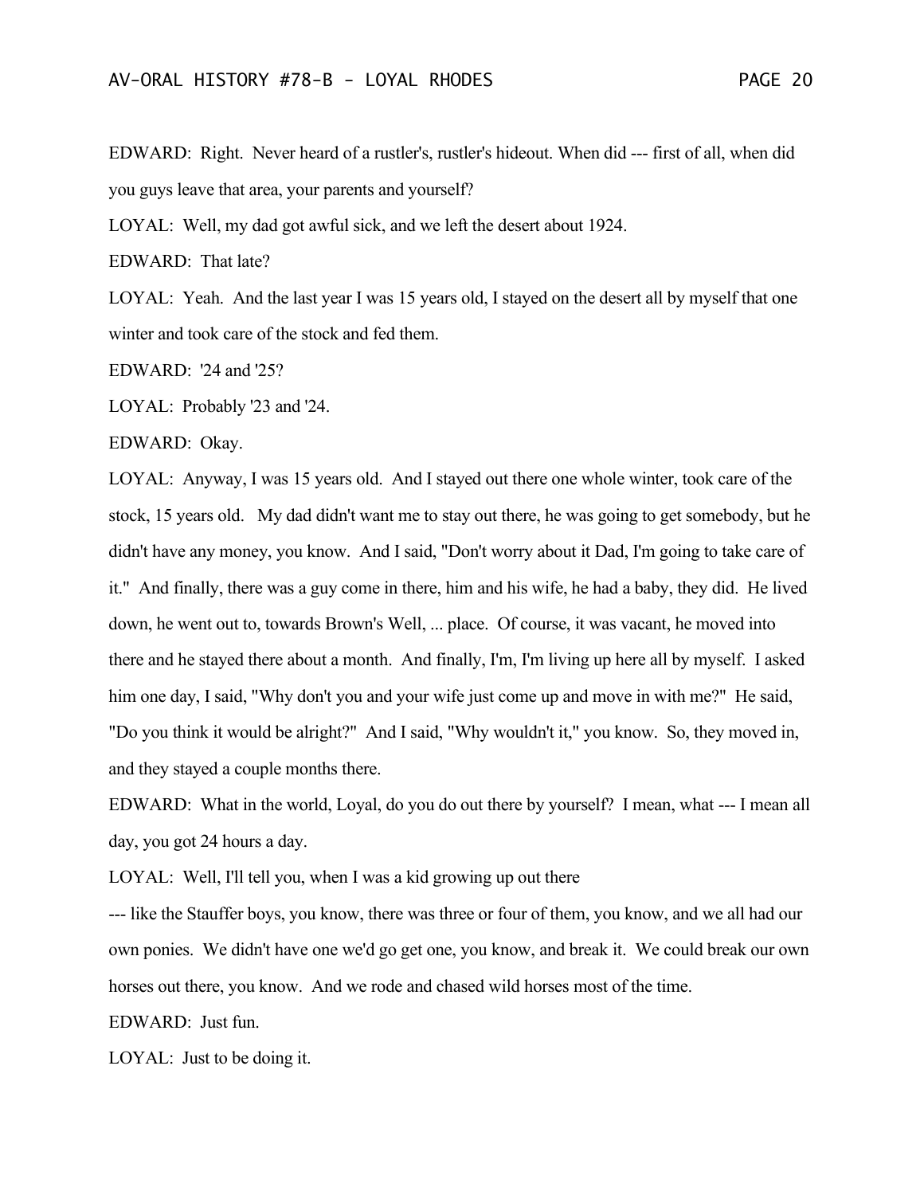EDWARD: Right. Never heard of a rustler's, rustler's hideout. When did --- first of all, when did you guys leave that area, your parents and yourself?

LOYAL: Well, my dad got awful sick, and we left the desert about 1924.

EDWARD: That late?

LOYAL: Yeah. And the last year I was 15 years old, I stayed on the desert all by myself that one winter and took care of the stock and fed them.

EDWARD: '24 and '25?

LOYAL: Probably '23 and '24.

EDWARD: Okay.

LOYAL: Anyway, I was 15 years old. And I stayed out there one whole winter, took care of the stock, 15 years old. My dad didn't want me to stay out there, he was going to get somebody, but he didn't have any money, you know. And I said, "Don't worry about it Dad, I'm going to take care of it." And finally, there was a guy come in there, him and his wife, he had a baby, they did. He lived down, he went out to, towards Brown's Well, ... place. Of course, it was vacant, he moved into there and he stayed there about a month. And finally, I'm, I'm living up here all by myself. I asked him one day, I said, "Why don't you and your wife just come up and move in with me?" He said, "Do you think it would be alright?" And I said, "Why wouldn't it," you know. So, they moved in, and they stayed a couple months there.

EDWARD: What in the world, Loyal, do you do out there by yourself? I mean, what --- I mean all day, you got 24 hours a day.

LOYAL: Well, I'll tell you, when I was a kid growing up out there --- like the Stauffer boys, you know, there was three or four of them, you know, and we all had our own ponies. We didn't have one we'd go get one, you know, and break it. We could break our own horses out there, you know. And we rode and chased wild horses most of the time.

EDWARD: Just fun.

LOYAL: Just to be doing it.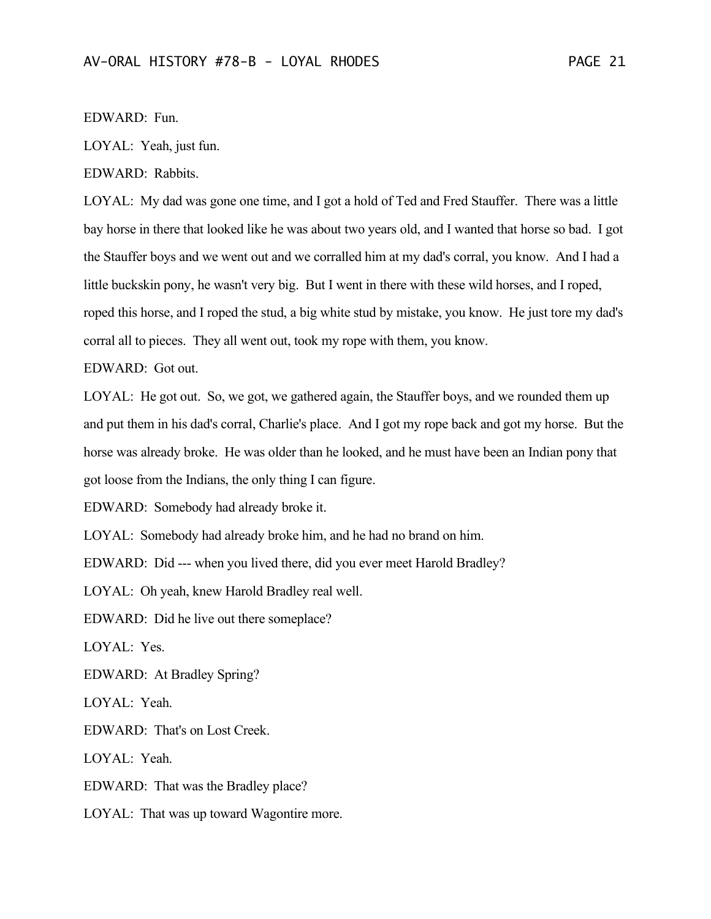EDWARD: Fun.

LOYAL: Yeah, just fun.

EDWARD: Rabbits.

LOYAL: My dad was gone one time, and I got a hold of Ted and Fred Stauffer. There was a little bay horse in there that looked like he was about two years old, and I wanted that horse so bad. I got the Stauffer boys and we went out and we corralled him at my dad's corral, you know. And I had a little buckskin pony, he wasn't very big. But I went in there with these wild horses, and I roped, roped this horse, and I roped the stud, a big white stud by mistake, you know. He just tore my dad's corral all to pieces. They all went out, took my rope with them, you know.

EDWARD: Got out.

LOYAL: He got out. So, we got, we gathered again, the Stauffer boys, and we rounded them up and put them in his dad's corral, Charlie's place. And I got my rope back and got my horse. But the horse was already broke. He was older than he looked, and he must have been an Indian pony that got loose from the Indians, the only thing I can figure.

EDWARD: Somebody had already broke it.

LOYAL: Somebody had already broke him, and he had no brand on him.

EDWARD: Did --- when you lived there, did you ever meet Harold Bradley?

LOYAL: Oh yeah, knew Harold Bradley real well.

EDWARD: Did he live out there someplace?

LOYAL: Yes.

EDWARD: At Bradley Spring?

LOYAL: Yeah.

EDWARD: That's on Lost Creek.

LOYAL: Yeah.

EDWARD: That was the Bradley place?

LOYAL: That was up toward Wagontire more.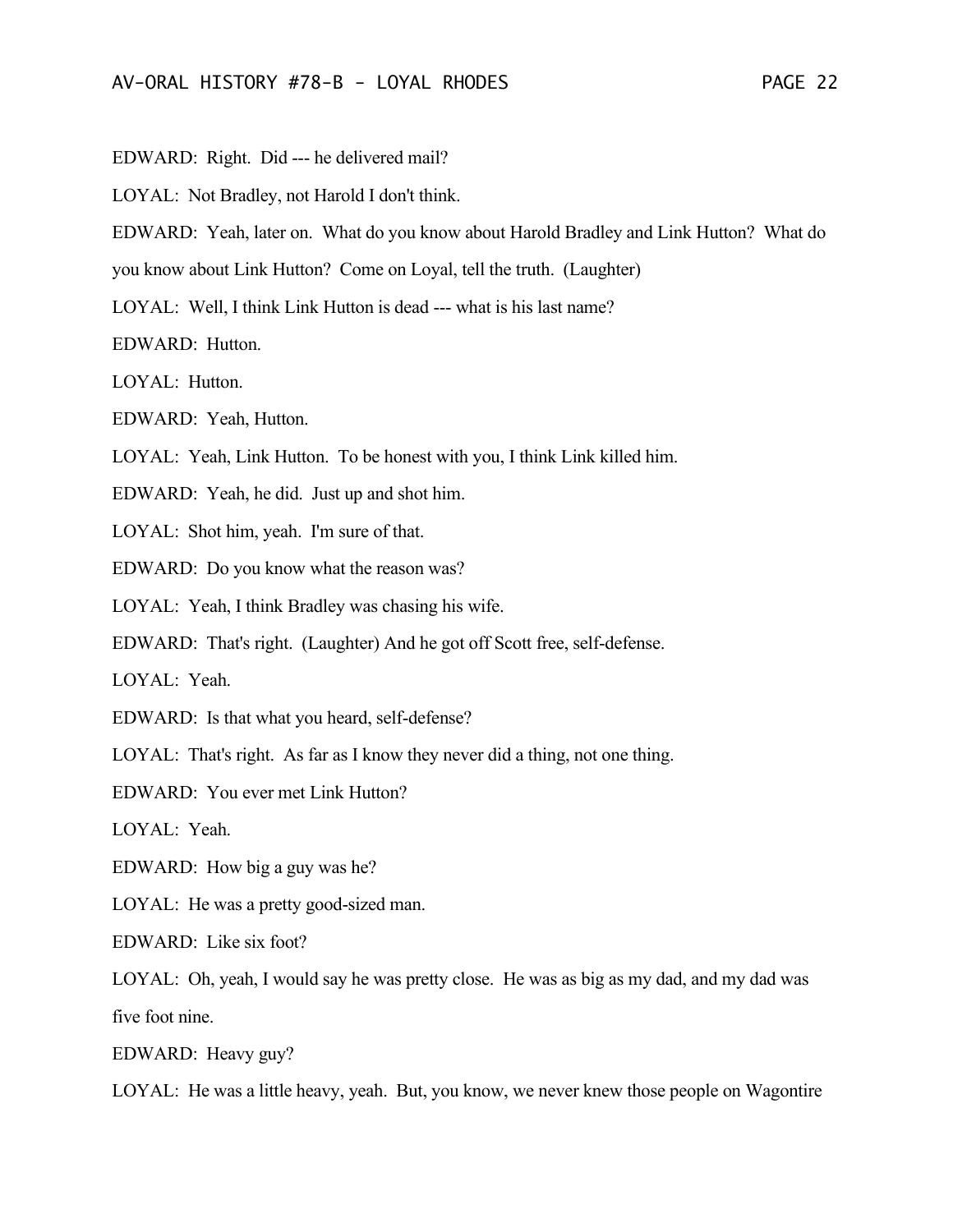EDWARD: Right. Did --- he delivered mail?

LOYAL: Not Bradley, not Harold I don't think.

EDWARD: Yeah, later on. What do you know about Harold Bradley and Link Hutton? What do you know about Link Hutton? Come on Loyal, tell the truth. (Laughter)

LOYAL: Well, I think Link Hutton is dead --- what is his last name?

EDWARD: Hutton.

LOYAL: Hutton.

EDWARD: Yeah, Hutton.

LOYAL: Yeah, Link Hutton. To be honest with you, I think Link killed him.

EDWARD: Yeah, he did. Just up and shot him.

LOYAL: Shot him, yeah. I'm sure of that.

EDWARD: Do you know what the reason was?

LOYAL: Yeah, I think Bradley was chasing his wife.

EDWARD: That's right. (Laughter) And he got off Scott free, self-defense.

LOYAL: Yeah.

EDWARD: Is that what you heard, self-defense?

LOYAL: That's right. As far as I know they never did a thing, not one thing.

EDWARD: You ever met Link Hutton?

LOYAL: Yeah.

EDWARD: How big a guy was he?

LOYAL: He was a pretty good-sized man.

EDWARD: Like six foot?

LOYAL: Oh, yeah, I would say he was pretty close. He was as big as my dad, and my dad was five foot nine.

EDWARD: Heavy guy?

LOYAL: He was a little heavy, yeah. But, you know, we never knew those people on Wagontire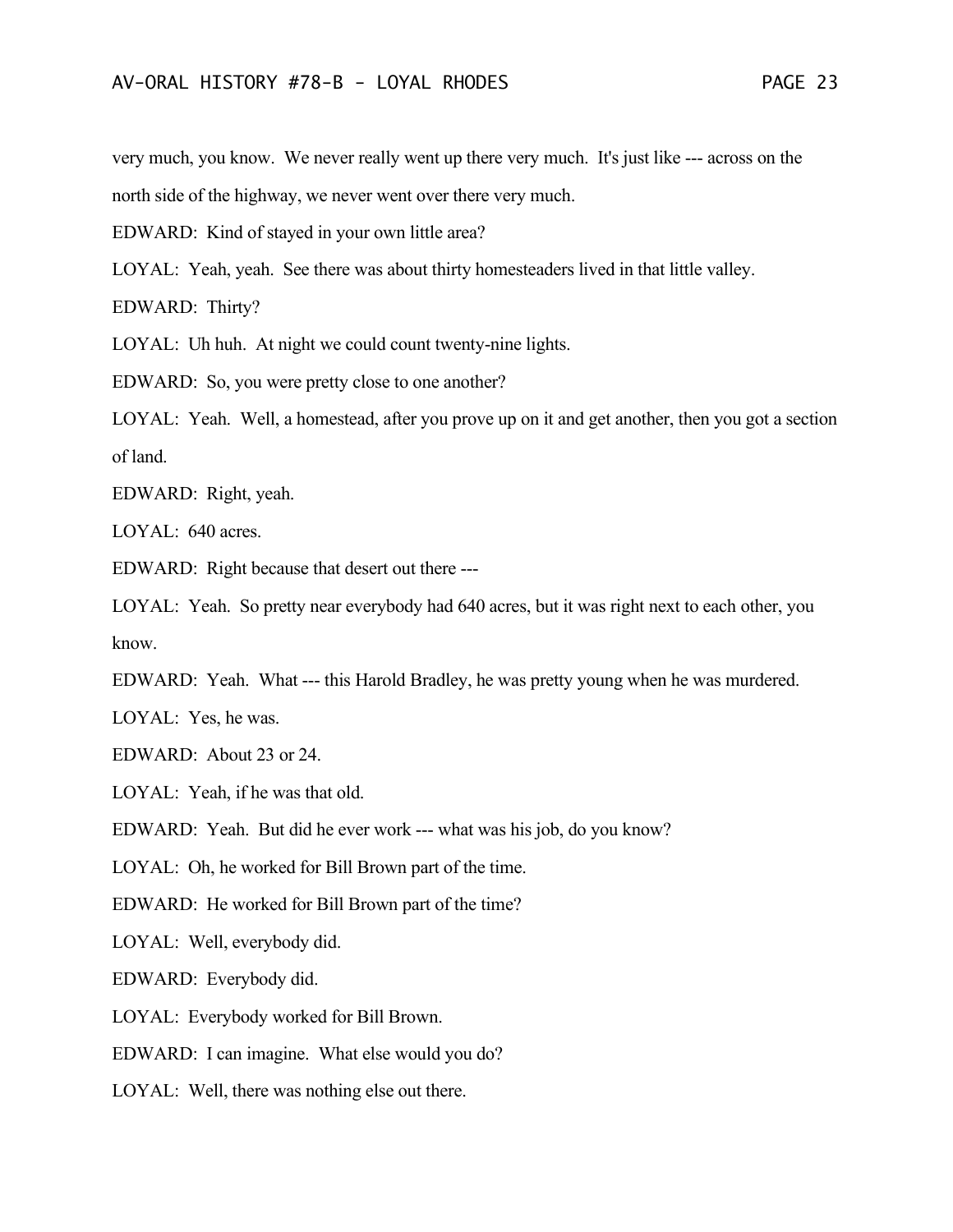very much, you know. We never really went up there very much. It's just like --- across on the north side of the highway, we never went over there very much.

EDWARD: Kind of stayed in your own little area?

LOYAL: Yeah, yeah. See there was about thirty homesteaders lived in that little valley.

EDWARD: Thirty?

LOYAL: Uh huh. At night we could count twenty-nine lights.

EDWARD: So, you were pretty close to one another?

LOYAL: Yeah. Well, a homestead, after you prove up on it and get another, then you got a section of land.

EDWARD: Right, yeah.

LOYAL: 640 acres.

EDWARD: Right because that desert out there ---

LOYAL: Yeah. So pretty near everybody had 640 acres, but it was right next to each other, you know.

EDWARD: Yeah. What --- this Harold Bradley, he was pretty young when he was murdered.

LOYAL: Yes, he was.

EDWARD: About 23 or 24.

LOYAL: Yeah, if he was that old.

EDWARD: Yeah. But did he ever work --- what was his job, do you know?

LOYAL: Oh, he worked for Bill Brown part of the time.

EDWARD: He worked for Bill Brown part of the time?

LOYAL: Well, everybody did.

EDWARD: Everybody did.

LOYAL: Everybody worked for Bill Brown.

EDWARD: I can imagine. What else would you do?

LOYAL: Well, there was nothing else out there.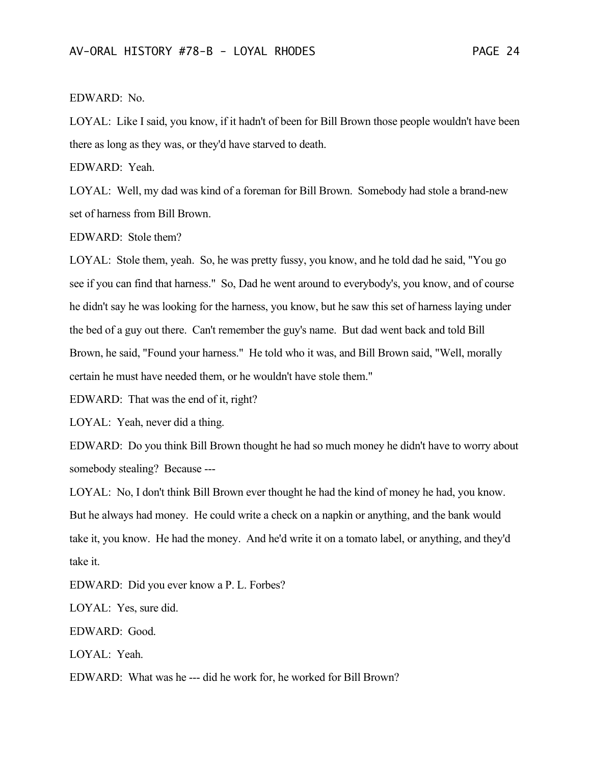EDWARD: No.

LOYAL: Like I said, you know, if it hadn't of been for Bill Brown those people wouldn't have been there as long as they was, or they'd have starved to death.

EDWARD: Yeah.

LOYAL: Well, my dad was kind of a foreman for Bill Brown. Somebody had stole a brand-new set of harness from Bill Brown.

EDWARD: Stole them?

LOYAL: Stole them, yeah. So, he was pretty fussy, you know, and he told dad he said, "You go see if you can find that harness." So, Dad he went around to everybody's, you know, and of course he didn't say he was looking for the harness, you know, but he saw this set of harness laying under the bed of a guy out there. Can't remember the guy's name. But dad went back and told Bill Brown, he said, "Found your harness." He told who it was, and Bill Brown said, "Well, morally certain he must have needed them, or he wouldn't have stole them."

EDWARD: That was the end of it, right?

LOYAL: Yeah, never did a thing.

EDWARD: Do you think Bill Brown thought he had so much money he didn't have to worry about somebody stealing? Because ---

LOYAL: No, I don't think Bill Brown ever thought he had the kind of money he had, you know. But he always had money. He could write a check on a napkin or anything, and the bank would take it, you know. He had the money. And he'd write it on a tomato label, or anything, and they'd take it.

EDWARD: Did you ever know a P. L. Forbes?

LOYAL: Yes, sure did.

EDWARD: Good.

LOYAL: Yeah.

EDWARD: What was he --- did he work for, he worked for Bill Brown?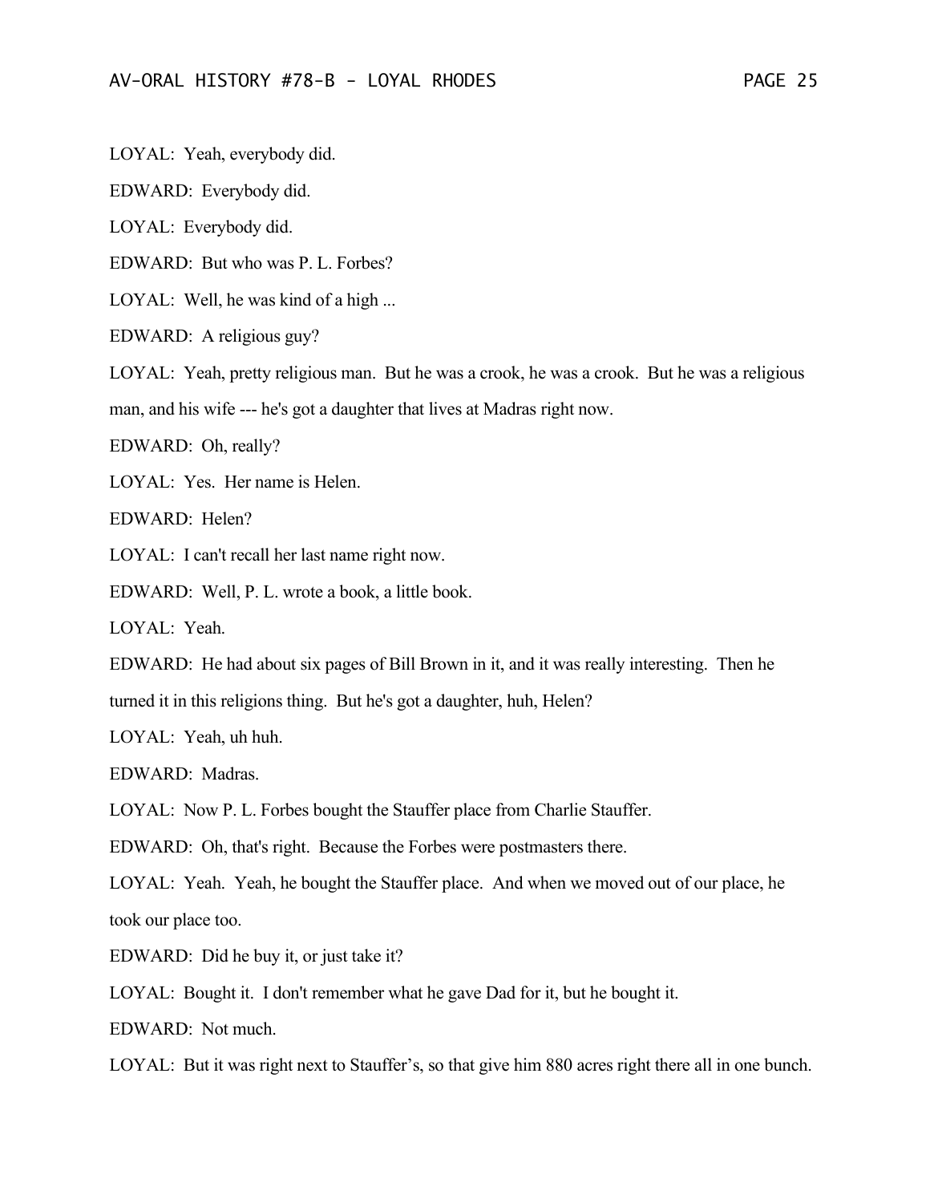LOYAL: Yeah, everybody did.

EDWARD: Everybody did.

LOYAL: Everybody did.

EDWARD: But who was P. L. Forbes?

LOYAL: Well, he was kind of a high ...

EDWARD: A religious guy?

LOYAL: Yeah, pretty religious man. But he was a crook, he was a crook. But he was a religious man, and his wife --- he's got a daughter that lives at Madras right now.

EDWARD: Oh, really?

LOYAL: Yes. Her name is Helen.

EDWARD: Helen?

LOYAL: I can't recall her last name right now.

EDWARD: Well, P. L. wrote a book, a little book.

LOYAL: Yeah.

EDWARD: He had about six pages of Bill Brown in it, and it was really interesting. Then he turned it in this religions thing. But he's got a daughter, huh, Helen?

LOYAL: Yeah, uh huh.

EDWARD: Madras.

LOYAL: Now P. L. Forbes bought the Stauffer place from Charlie Stauffer.

EDWARD: Oh, that's right. Because the Forbes were postmasters there.

LOYAL: Yeah. Yeah, he bought the Stauffer place. And when we moved out of our place, he took our place too.

EDWARD: Did he buy it, or just take it?

LOYAL: Bought it. I don't remember what he gave Dad for it, but he bought it.

EDWARD: Not much.

LOYAL: But it was right next to Stauffer's, so that give him 880 acres right there all in one bunch.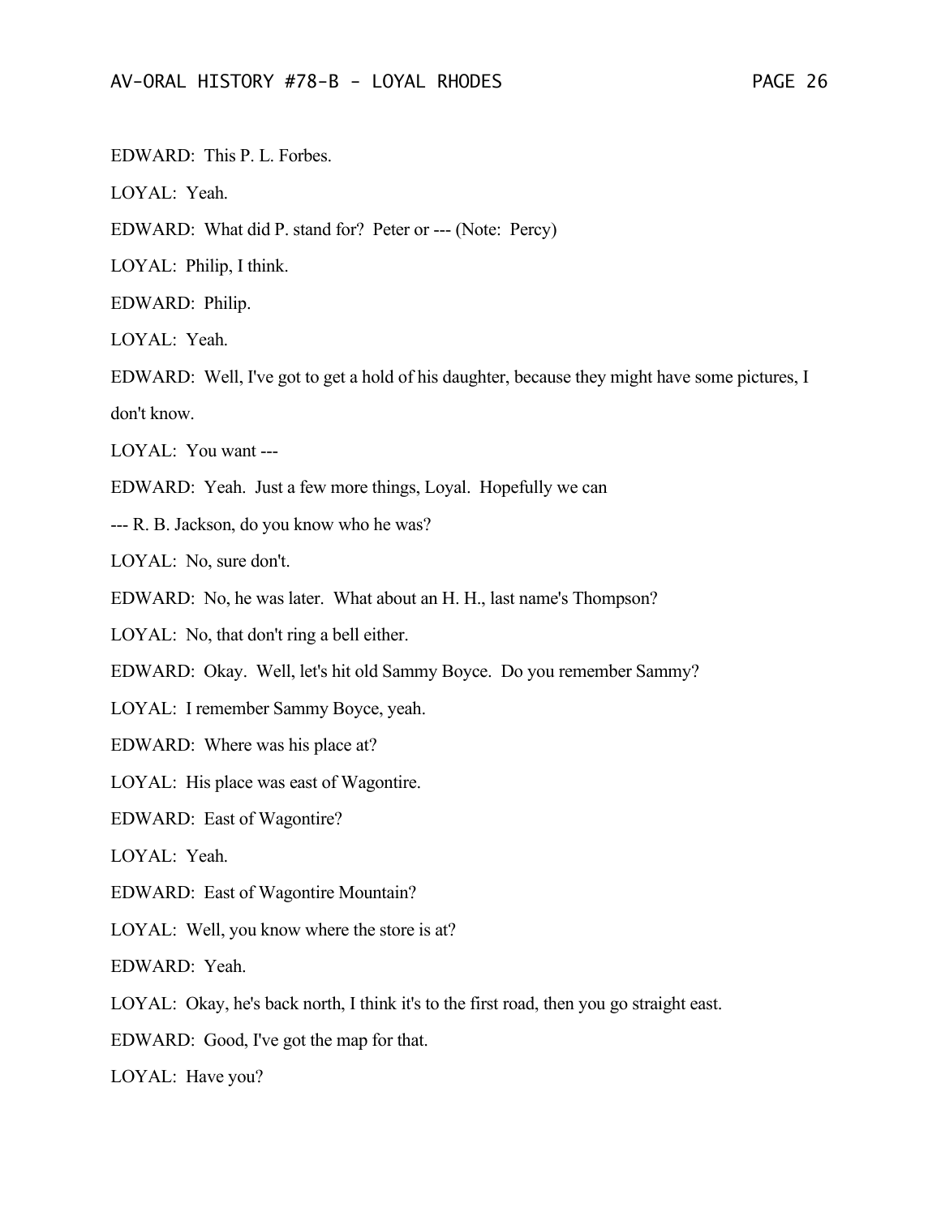EDWARD: This P. L. Forbes.

LOYAL: Yeah.

EDWARD: What did P. stand for? Peter or --- (Note: Percy)

LOYAL: Philip, I think.

EDWARD: Philip.

LOYAL: Yeah.

EDWARD: Well, I've got to get a hold of his daughter, because they might have some pictures, I don't know.

LOYAL: You want ---

EDWARD: Yeah. Just a few more things, Loyal. Hopefully we can --- R. B. Jackson, do you know who he was?

LOYAL: No, sure don't.

EDWARD: No, he was later. What about an H. H., last name's Thompson?

LOYAL: No, that don't ring a bell either.

EDWARD: Okay. Well, let's hit old Sammy Boyce. Do you remember Sammy?

LOYAL: I remember Sammy Boyce, yeah.

EDWARD: Where was his place at?

LOYAL: His place was east of Wagontire.

EDWARD: East of Wagontire?

LOYAL: Yeah.

EDWARD: East of Wagontire Mountain?

LOYAL: Well, you know where the store is at?

EDWARD: Yeah.

LOYAL: Okay, he's back north, I think it's to the first road, then you go straight east.

EDWARD: Good, I've got the map for that.

LOYAL: Have you?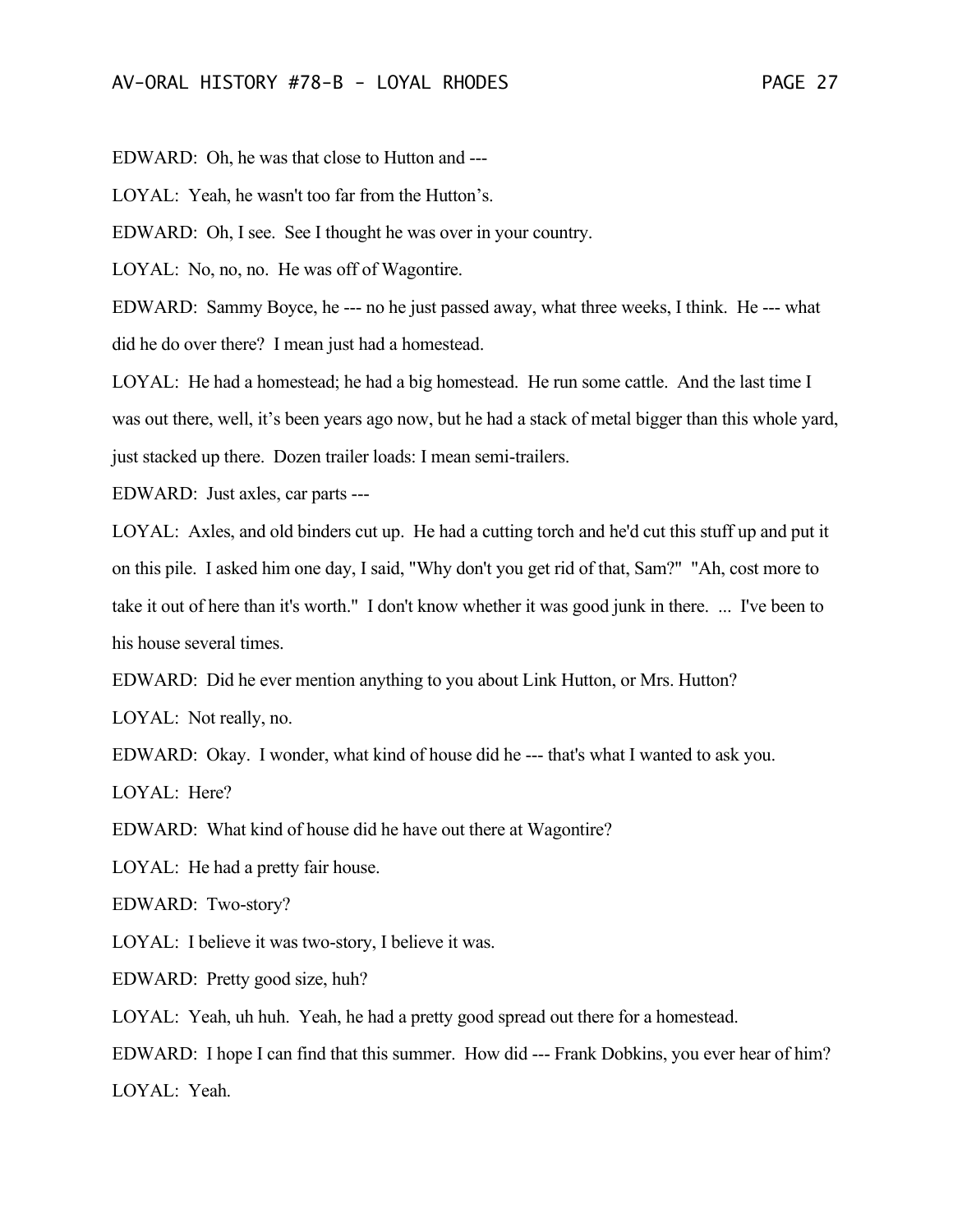EDWARD: Oh, he was that close to Hutton and ---

LOYAL: Yeah, he wasn't too far from the Hutton's.

EDWARD: Oh, I see. See I thought he was over in your country.

LOYAL: No, no, no. He was off of Wagontire.

EDWARD: Sammy Boyce, he --- no he just passed away, what three weeks, I think. He --- what did he do over there? I mean just had a homestead.

LOYAL: He had a homestead; he had a big homestead. He run some cattle. And the last time I was out there, well, it's been years ago now, but he had a stack of metal bigger than this whole yard, just stacked up there. Dozen trailer loads: I mean semi-trailers.

EDWARD: Just axles, car parts ---

LOYAL: Axles, and old binders cut up. He had a cutting torch and he'd cut this stuff up and put it on this pile. I asked him one day, I said, "Why don't you get rid of that, Sam?" "Ah, cost more to take it out of here than it's worth." I don't know whether it was good junk in there. ... I've been to his house several times.

EDWARD: Did he ever mention anything to you about Link Hutton, or Mrs. Hutton?

LOYAL: Not really, no.

EDWARD: Okay. I wonder, what kind of house did he --- that's what I wanted to ask you.

LOYAL: Here?

EDWARD: What kind of house did he have out there at Wagontire?

LOYAL: He had a pretty fair house.

EDWARD: Two-story?

LOYAL: I believe it was two-story, I believe it was.

EDWARD: Pretty good size, huh?

LOYAL: Yeah, uh huh. Yeah, he had a pretty good spread out there for a homestead.

EDWARD: I hope I can find that this summer. How did --- Frank Dobkins, you ever hear of him?

LOYAL: Yeah.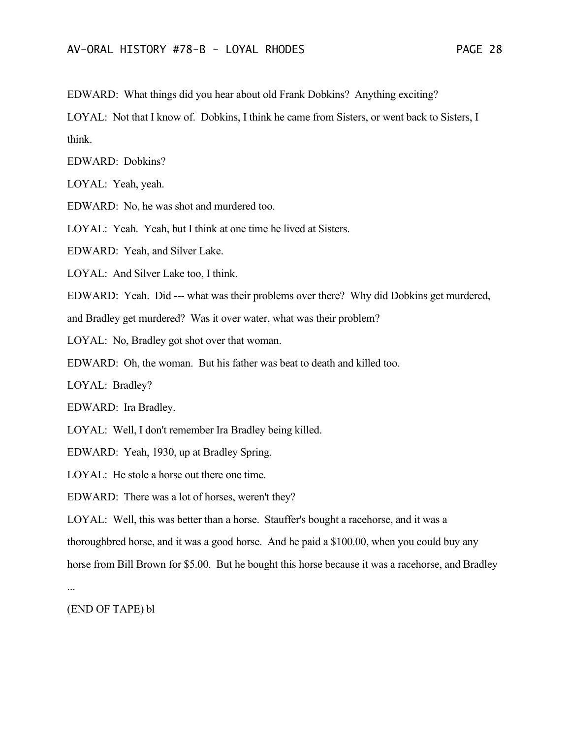EDWARD: What things did you hear about old Frank Dobkins? Anything exciting?

LOYAL: Not that I know of. Dobkins, I think he came from Sisters, or went back to Sisters, I think.

EDWARD: Dobkins?

LOYAL: Yeah, yeah.

EDWARD: No, he was shot and murdered too.

LOYAL: Yeah. Yeah, but I think at one time he lived at Sisters.

EDWARD: Yeah, and Silver Lake.

LOYAL: And Silver Lake too, I think.

EDWARD: Yeah. Did --- what was their problems over there? Why did Dobkins get murdered, and Bradley get murdered? Was it over water, what was their problem?

LOYAL: No, Bradley got shot over that woman.

EDWARD: Oh, the woman. But his father was beat to death and killed too.

LOYAL: Bradley?

EDWARD: Ira Bradley.

LOYAL: Well, I don't remember Ira Bradley being killed.

EDWARD: Yeah, 1930, up at Bradley Spring.

LOYAL: He stole a horse out there one time.

EDWARD: There was a lot of horses, weren't they?

LOYAL: Well, this was better than a horse. Stauffer's bought a racehorse, and it was a thoroughbred horse, and it was a good horse. And he paid a $100.00, when you could buy any horse from Bill Brown for $5.00. But he bought this horse because it was a racehorse, and Bradley ...

(END OF TAPE) bl